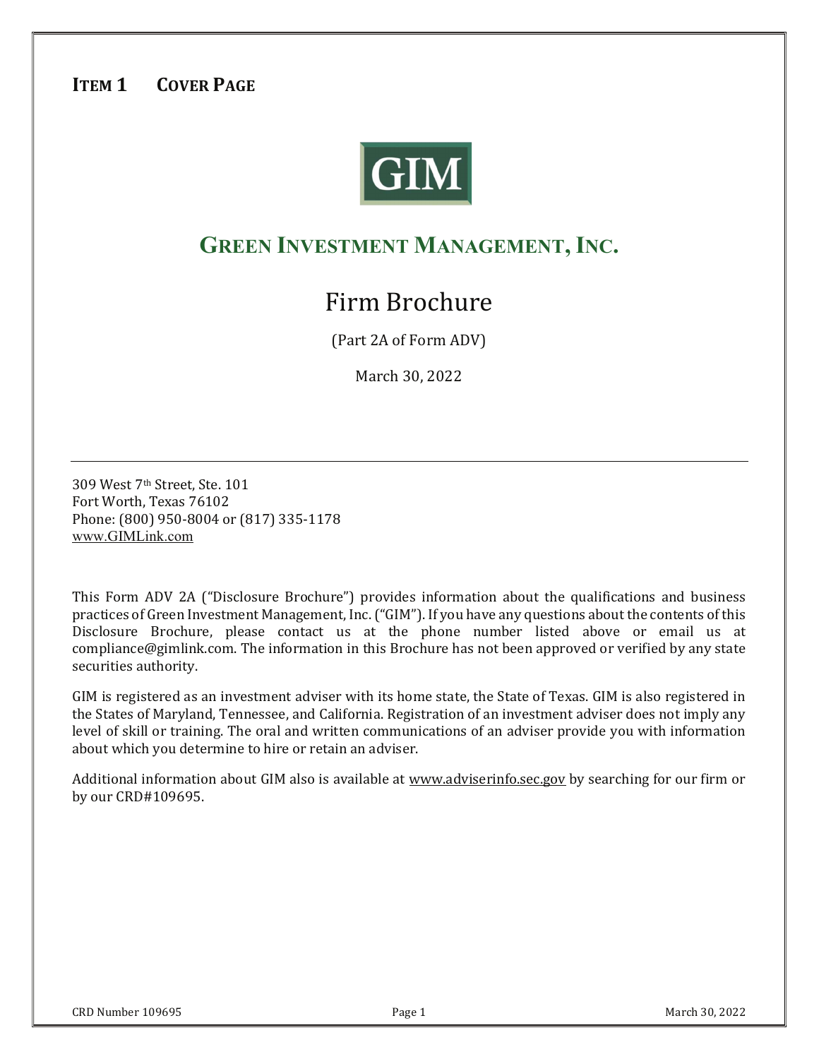# Item 1 Cover Page

GIM

## Green Investment Management, Inc.

# Firm Brochure

(Part 2A of Form ADV)

March 30, 2022

---

309 West 7th Street, Ste. 101
Fort Worth, Texas 76102
Phone: (800) 950-8004 or (817) 335-1178
www.GIMLink.com

This Form ADV 2A ("Disclosure Brochure") provides information about the qualifications and business practices of Green Investment Management, Inc. ("GIM"). If you have any questions about the contents of this Disclosure Brochure, please contact us at the phone number listed above or email us at compliance@gimlink.com. The information in this Brochure has not been approved or verified by any state securities authority.

GIM is registered as an investment adviser with its home state, the State of Texas. GIM is also registered in the States of Maryland, Tennessee, and California. Registration of an investment adviser does not imply any level of skill or training. The oral and written communications of an adviser provide you with information about which you determine to hire or retain an adviser.

Additional information about GIM also is available at www.adviserinfo.sec.gov by searching for our firm or by our CRD#109695.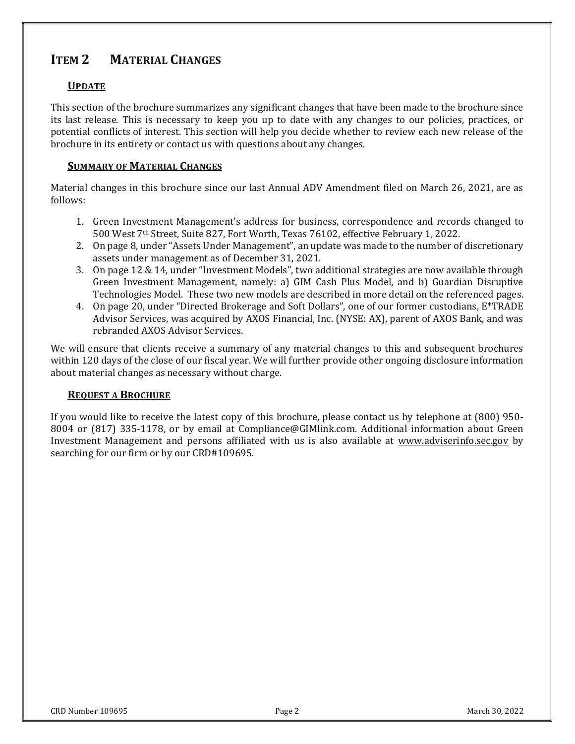## ITEM 2 MATERIAL CHANGES

### UPDATE

This section of the brochure summarizes any significant changes that have been made to the brochure since its last release. This is necessary to keep you up to date with any changes to our policies, practices, or potential conflicts of interest. This section will help you decide whether to review each new release of the brochure in its entirety or contact us with questions about any changes.

### SUMMARY OF MATERIAL CHANGES

Material changes in this brochure since our last Annual ADV Amendment filed on March 26, 2021, are as follows:

1. Green Investment Management's address for business, correspondence and records changed to 500 West 7th Street, Suite 827, Fort Worth, Texas 76102, effective February 1, 2022.
2. On page 8, under "Assets Under Management", an update was made to the number of discretionary assets under management as of December 31, 2021.
3. On page 12 & 14, under "Investment Models", two additional strategies are now available through Green Investment Management, namely: a) GIM Cash Plus Model, and b) Guardian Disruptive Technologies Model. These two new models are described in more detail on the referenced pages.
4. On page 20, under "Directed Brokerage and Soft Dollars", one of our former custodians, E*TRADE Advisor Services, was acquired by AXOS Financial, Inc. (NYSE: AX), parent of AXOS Bank, and was rebranded AXOS Advisor Services.

We will ensure that clients receive a summary of any material changes to this and subsequent brochures within 120 days of the close of our fiscal year. We will further provide other ongoing disclosure information about material changes as necessary without charge.

### REQUEST A BROCHURE

If you would like to receive the latest copy of this brochure, please contact us by telephone at (800) 950-8004 or (817) 335-1178, or by email at Compliance@GIMlink.com. Additional information about Green Investment Management and persons affiliated with us is also available at www.adviserinfo.sec.gov by searching for our firm or by our CRD#109695.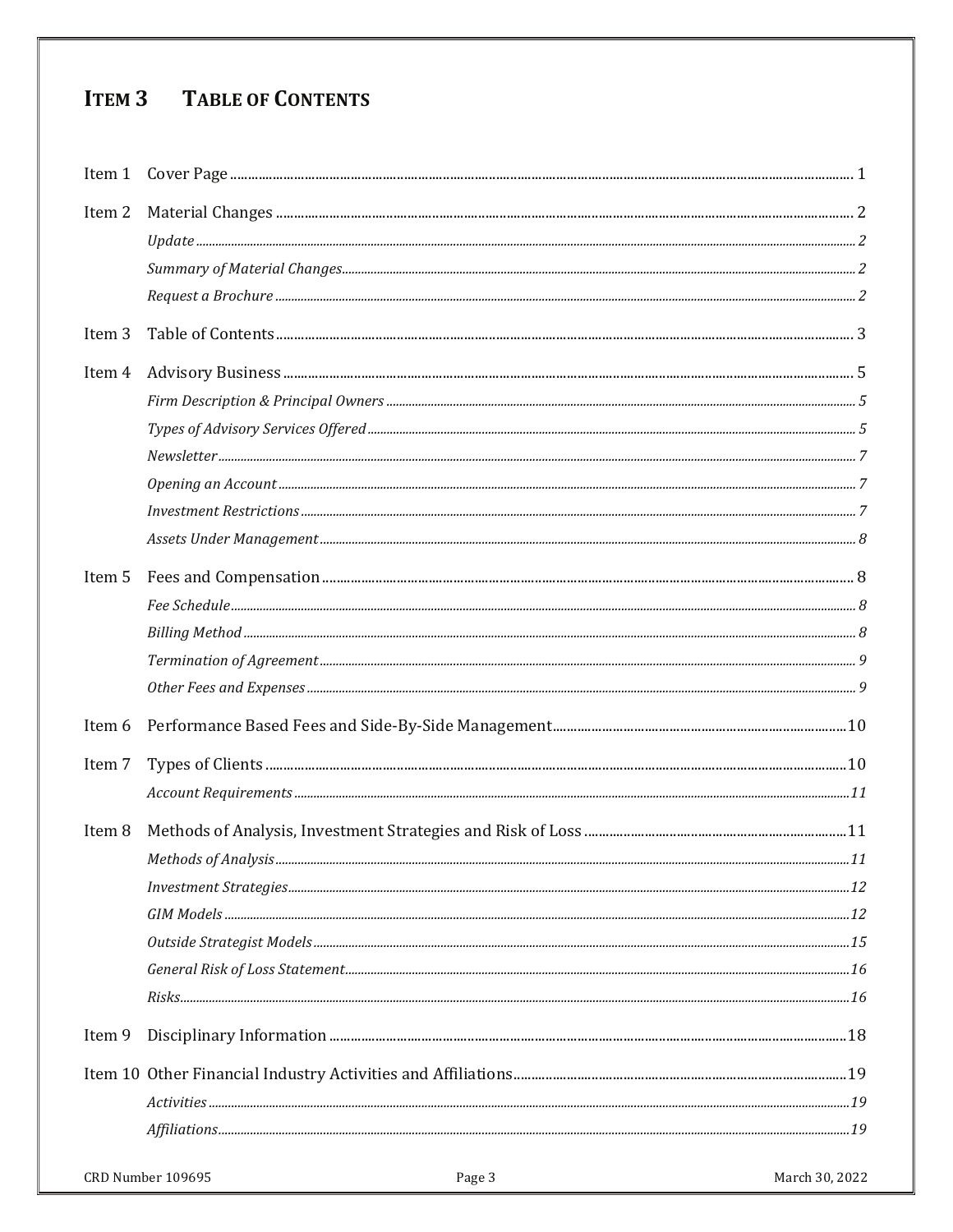# ITEM 3 TABLE OF CONTENTS

Item 1 Cover Page ..... 1

Item 2 Material Changes ..... 2

*Update* ..... 2

*Summary of Material Changes* ..... 2

*Request a Brochure* ..... 2

Item 3 Table of Contents ..... 3

Item 4 Advisory Business ..... 5

*Firm Description & Principal Owners* ..... 5

*Types of Advisory Services Offered* ..... 5

*Newsletter* ..... 7

*Opening an Account* ..... 7

*Investment Restrictions* ..... 7

*Assets Under Management* ..... 8

Item 5 Fees and Compensation ..... 8

*Fee Schedule* ..... 8

*Billing Method* ..... 8

*Termination of Agreement* ..... 9

*Other Fees and Expenses* ..... 9

Item 6 Performance Based Fees and Side-By-Side Management ..... 10

Item 7 Types of Clients ..... 10

*Account Requirements* ..... 11

Item 8 Methods of Analysis, Investment Strategies and Risk of Loss ..... 11

*Methods of Analysis* ..... 11

*Investment Strategies* ..... 12

*GIM Models* ..... 12

*Outside Strategist Models* ..... 15

*General Risk of Loss Statement* ..... 16

*Risks* ..... 16

Item 9 Disciplinary Information ..... 18

Item 10 Other Financial Industry Activities and Affiliations ..... 19

*Activities* ..... 19

*Affiliations* ..... 19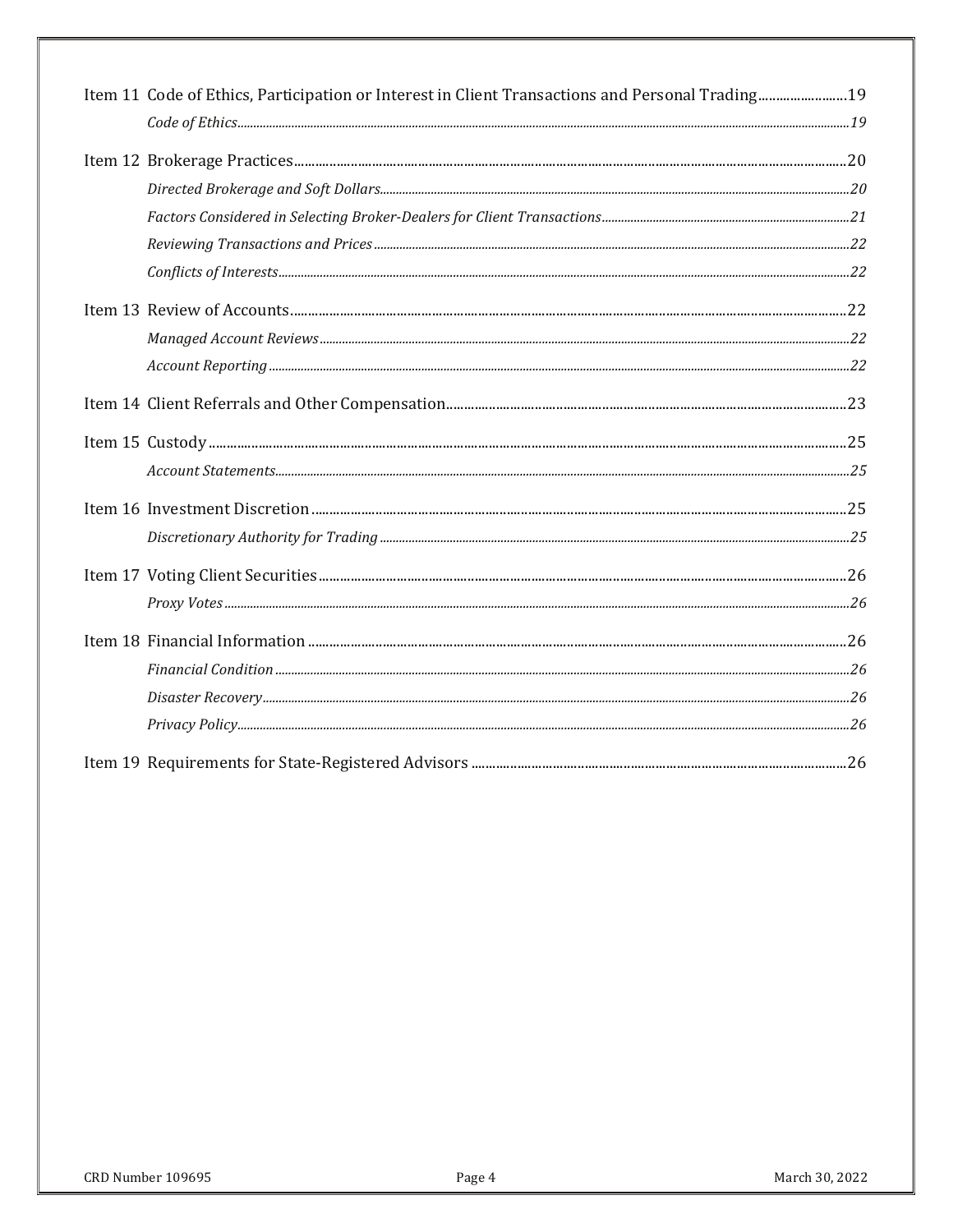Item 11 Code of Ethics, Participation or Interest in Client Transactions and Personal Trading ........ 19

*Code of Ethics* ........ 19

Item 12 Brokerage Practices ........ 20

*Directed Brokerage and Soft Dollars* ........ 20

*Factors Considered in Selecting Broker-Dealers for Client Transactions* ........ 21

*Reviewing Transactions and Prices* ........ 22

*Conflicts of Interests* ........ 22

Item 13 Review of Accounts ........ 22

*Managed Account Reviews* ........ 22

*Account Reporting* ........ 22

Item 14 Client Referrals and Other Compensation ........ 23

Item 15 Custody ........ 25

*Account Statements* ........ 25

Item 16 Investment Discretion ........ 25

*Discretionary Authority for Trading* ........ 25

Item 17 Voting Client Securities ........ 26

*Proxy Votes* ........ 26

Item 18 Financial Information ........ 26

*Financial Condition* ........ 26

*Disaster Recovery* ........ 26

*Privacy Policy* ........ 26

Item 19 Requirements for State-Registered Advisors ........ 26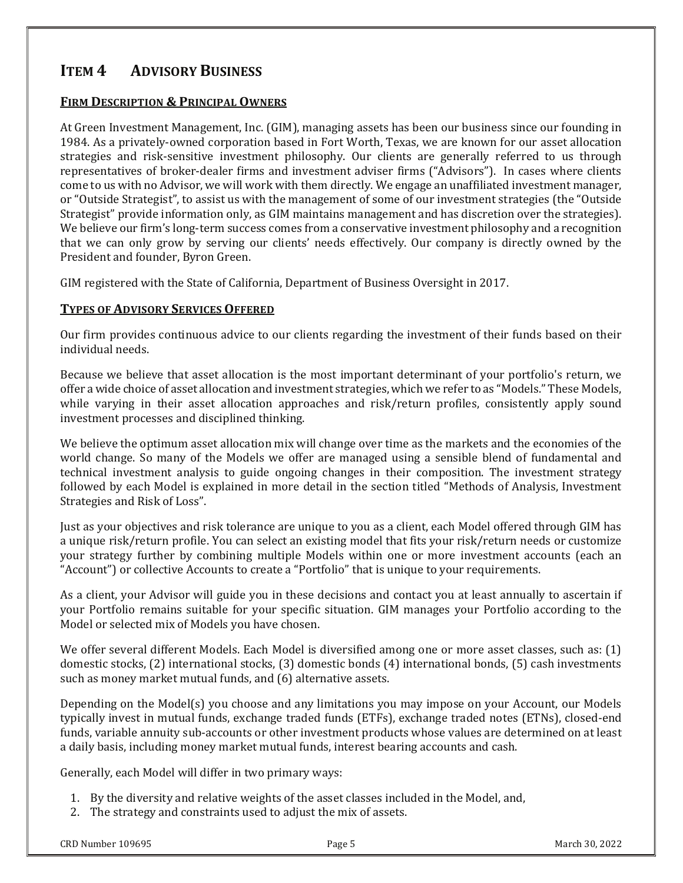# ITEM 4 ADVISORY BUSINESS

## FIRM DESCRIPTION & PRINCIPAL OWNERS

At Green Investment Management, Inc. (GIM), managing assets has been our business since our founding in 1984. As a privately-owned corporation based in Fort Worth, Texas, we are known for our asset allocation strategies and risk-sensitive investment philosophy. Our clients are generally referred to us through representatives of broker-dealer firms and investment adviser firms ("Advisors"). In cases where clients come to us with no Advisor, we will work with them directly. We engage an unaffiliated investment manager, or "Outside Strategist", to assist us with the management of some of our investment strategies (the "Outside Strategist" provide information only, as GIM maintains management and has discretion over the strategies). We believe our firm's long-term success comes from a conservative investment philosophy and a recognition that we can only grow by serving our clients' needs effectively. Our company is directly owned by the President and founder, Byron Green.

GIM registered with the State of California, Department of Business Oversight in 2017.

## TYPES OF ADVISORY SERVICES OFFERED

Our firm provides continuous advice to our clients regarding the investment of their funds based on their individual needs.

Because we believe that asset allocation is the most important determinant of your portfolio's return, we offer a wide choice of asset allocation and investment strategies, which we refer to as "Models." These Models, while varying in their asset allocation approaches and risk/return profiles, consistently apply sound investment processes and disciplined thinking.

We believe the optimum asset allocation mix will change over time as the markets and the economies of the world change. So many of the Models we offer are managed using a sensible blend of fundamental and technical investment analysis to guide ongoing changes in their composition. The investment strategy followed by each Model is explained in more detail in the section titled "Methods of Analysis, Investment Strategies and Risk of Loss".

Just as your objectives and risk tolerance are unique to you as a client, each Model offered through GIM has a unique risk/return profile. You can select an existing model that fits your risk/return needs or customize your strategy further by combining multiple Models within one or more investment accounts (each an "Account") or collective Accounts to create a "Portfolio" that is unique to your requirements.

As a client, your Advisor will guide you in these decisions and contact you at least annually to ascertain if your Portfolio remains suitable for your specific situation. GIM manages your Portfolio according to the Model or selected mix of Models you have chosen.

We offer several different Models. Each Model is diversified among one or more asset classes, such as: (1) domestic stocks, (2) international stocks, (3) domestic bonds (4) international bonds, (5) cash investments such as money market mutual funds, and (6) alternative assets.

Depending on the Model(s) you choose and any limitations you may impose on your Account, our Models typically invest in mutual funds, exchange traded funds (ETFs), exchange traded notes (ETNs), closed-end funds, variable annuity sub-accounts or other investment products whose values are determined on at least a daily basis, including money market mutual funds, interest bearing accounts and cash.

Generally, each Model will differ in two primary ways:

1. By the diversity and relative weights of the asset classes included in the Model, and,
2. The strategy and constraints used to adjust the mix of assets.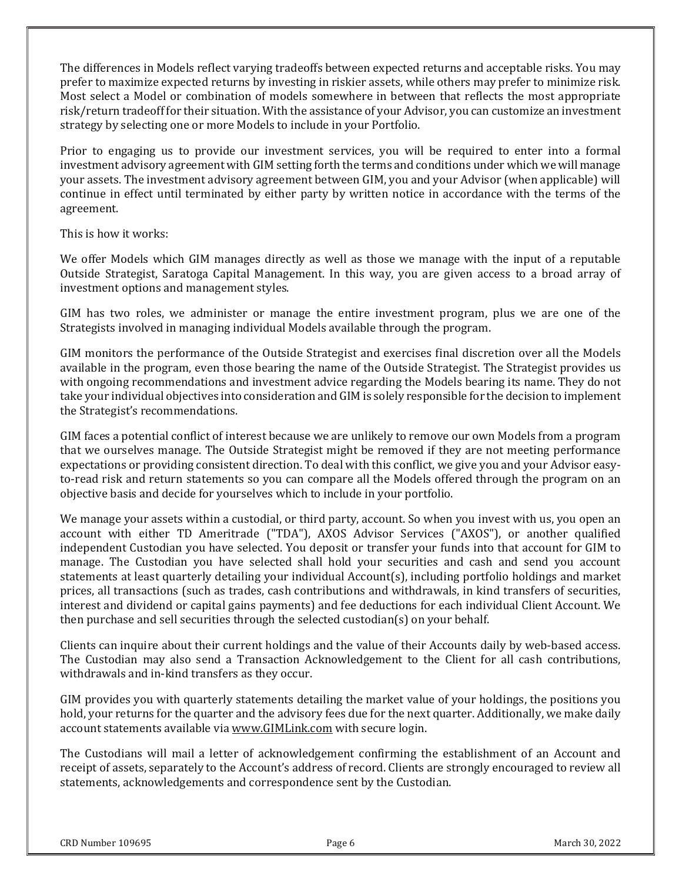The differences in Models reflect varying tradeoffs between expected returns and acceptable risks. You may prefer to maximize expected returns by investing in riskier assets, while others may prefer to minimize risk. Most select a Model or combination of models somewhere in between that reflects the most appropriate risk/return tradeoff for their situation. With the assistance of your Advisor, you can customize an investment strategy by selecting one or more Models to include in your Portfolio.

Prior to engaging us to provide our investment services, you will be required to enter into a formal investment advisory agreement with GIM setting forth the terms and conditions under which we will manage your assets. The investment advisory agreement between GIM, you and your Advisor (when applicable) will continue in effect until terminated by either party by written notice in accordance with the terms of the agreement.

This is how it works:

We offer Models which GIM manages directly as well as those we manage with the input of a reputable Outside Strategist, Saratoga Capital Management. In this way, you are given access to a broad array of investment options and management styles.

GIM has two roles, we administer or manage the entire investment program, plus we are one of the Strategists involved in managing individual Models available through the program.

GIM monitors the performance of the Outside Strategist and exercises final discretion over all the Models available in the program, even those bearing the name of the Outside Strategist. The Strategist provides us with ongoing recommendations and investment advice regarding the Models bearing its name. They do not take your individual objectives into consideration and GIM is solely responsible for the decision to implement the Strategist's recommendations.

GIM faces a potential conflict of interest because we are unlikely to remove our own Models from a program that we ourselves manage. The Outside Strategist might be removed if they are not meeting performance expectations or providing consistent direction. To deal with this conflict, we give you and your Advisor easy-to-read risk and return statements so you can compare all the Models offered through the program on an objective basis and decide for yourselves which to include in your portfolio.

We manage your assets within a custodial, or third party, account. So when you invest with us, you open an account with either TD Ameritrade ("TDA"), AXOS Advisor Services ("AXOS"), or another qualified independent Custodian you have selected. You deposit or transfer your funds into that account for GIM to manage. The Custodian you have selected shall hold your securities and cash and send you account statements at least quarterly detailing your individual Account(s), including portfolio holdings and market prices, all transactions (such as trades, cash contributions and withdrawals, in kind transfers of securities, interest and dividend or capital gains payments) and fee deductions for each individual Client Account. We then purchase and sell securities through the selected custodian(s) on your behalf.

Clients can inquire about their current holdings and the value of their Accounts daily by web-based access. The Custodian may also send a Transaction Acknowledgement to the Client for all cash contributions, withdrawals and in-kind transfers as they occur.

GIM provides you with quarterly statements detailing the market value of your holdings, the positions you hold, your returns for the quarter and the advisory fees due for the next quarter. Additionally, we make daily account statements available via www.GIMLink.com with secure login.

The Custodians will mail a letter of acknowledgement confirming the establishment of an Account and receipt of assets, separately to the Account's address of record. Clients are strongly encouraged to review all statements, acknowledgements and correspondence sent by the Custodian.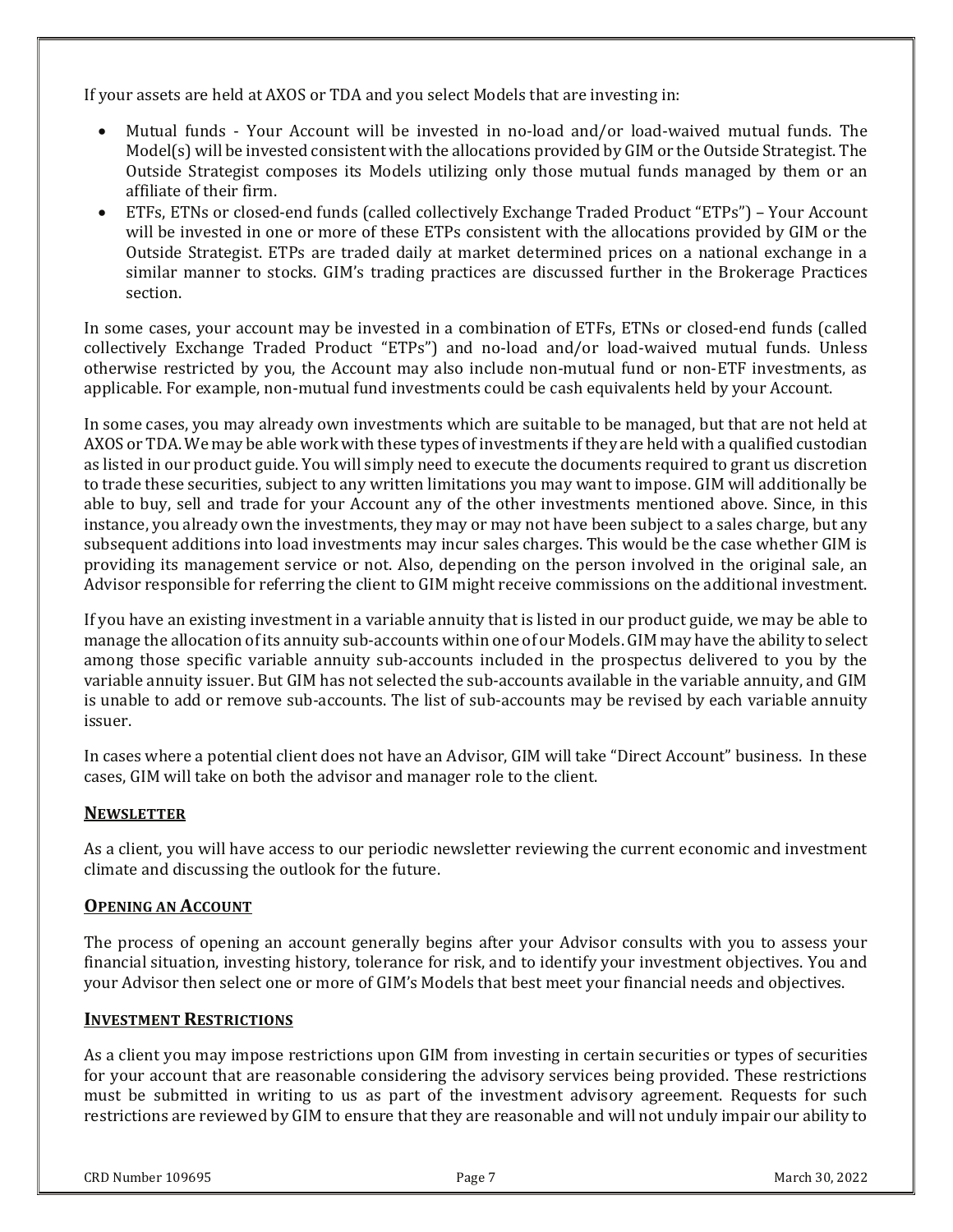If your assets are held at AXOS or TDA and you select Models that are investing in:

- Mutual funds - Your Account will be invested in no-load and/or load-waived mutual funds. The Model(s) will be invested consistent with the allocations provided by GIM or the Outside Strategist. The Outside Strategist composes its Models utilizing only those mutual funds managed by them or an affiliate of their firm.
- ETFs, ETNs or closed-end funds (called collectively Exchange Traded Product "ETPs") – Your Account will be invested in one or more of these ETPs consistent with the allocations provided by GIM or the Outside Strategist. ETPs are traded daily at market determined prices on a national exchange in a similar manner to stocks. GIM's trading practices are discussed further in the Brokerage Practices section.

In some cases, your account may be invested in a combination of ETFs, ETNs or closed-end funds (called collectively Exchange Traded Product "ETPs") and no-load and/or load-waived mutual funds. Unless otherwise restricted by you, the Account may also include non-mutual fund or non-ETF investments, as applicable. For example, non-mutual fund investments could be cash equivalents held by your Account.

In some cases, you may already own investments which are suitable to be managed, but that are not held at AXOS or TDA. We may be able work with these types of investments if they are held with a qualified custodian as listed in our product guide. You will simply need to execute the documents required to grant us discretion to trade these securities, subject to any written limitations you may want to impose. GIM will additionally be able to buy, sell and trade for your Account any of the other investments mentioned above. Since, in this instance, you already own the investments, they may or may not have been subject to a sales charge, but any subsequent additions into load investments may incur sales charges. This would be the case whether GIM is providing its management service or not. Also, depending on the person involved in the original sale, an Advisor responsible for referring the client to GIM might receive commissions on the additional investment.

If you have an existing investment in a variable annuity that is listed in our product guide, we may be able to manage the allocation of its annuity sub-accounts within one of our Models. GIM may have the ability to select among those specific variable annuity sub-accounts included in the prospectus delivered to you by the variable annuity issuer. But GIM has not selected the sub-accounts available in the variable annuity, and GIM is unable to add or remove sub-accounts. The list of sub-accounts may be revised by each variable annuity issuer.

In cases where a potential client does not have an Advisor, GIM will take "Direct Account" business. In these cases, GIM will take on both the advisor and manager role to the client.

## NEWSLETTER

As a client, you will have access to our periodic newsletter reviewing the current economic and investment climate and discussing the outlook for the future.

## OPENING AN ACCOUNT

The process of opening an account generally begins after your Advisor consults with you to assess your financial situation, investing history, tolerance for risk, and to identify your investment objectives. You and your Advisor then select one or more of GIM's Models that best meet your financial needs and objectives.

## INVESTMENT RESTRICTIONS

As a client you may impose restrictions upon GIM from investing in certain securities or types of securities for your account that are reasonable considering the advisory services being provided. These restrictions must be submitted in writing to us as part of the investment advisory agreement. Requests for such restrictions are reviewed by GIM to ensure that they are reasonable and will not unduly impair our ability to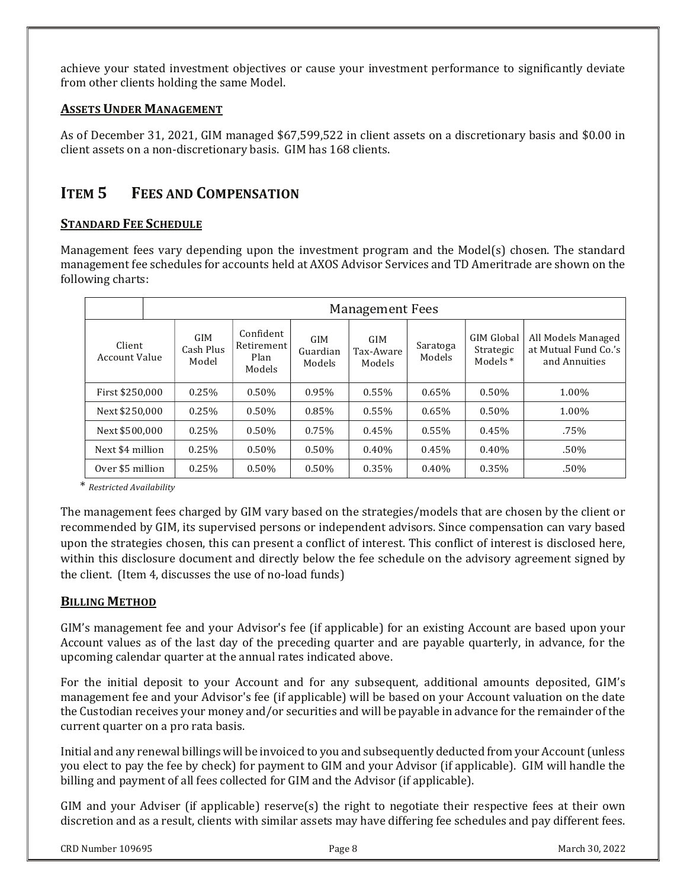achieve your stated investment objectives or cause your investment performance to significantly deviate from other clients holding the same Model.

### **Assets Under Management**

As of December 31, 2021, GIM managed $67,599,522 in client assets on a discretionary basis and $0.00 in client assets on a non-discretionary basis. GIM has 168 clients.

## Item 5 Fees and Compensation

### **Standard Fee Schedule**

Management fees vary depending upon the investment program and the Model(s) chosen. The standard management fee schedules for accounts held at AXOS Advisor Services and TD Ameritrade are shown on the following charts:

| | Management Fees | | | | | | |
|---|---|---|---|---|---|---|---|
| Client Account Value | GIM Cash Plus Model | Confident Retirement Plan Models | GIM Guardian Models | GIM Tax-Aware Models | Saratoga Models | GIM Global Strategic Models* | All Models Managed at Mutual Fund Co.'s and Annuities |
| First $250,000 | 0.25% | 0.50% | 0.95% | 0.55% | 0.65% | 0.50% | 1.00% |
| Next $250,000 | 0.25% | 0.50% | 0.85% | 0.55% | 0.65% | 0.50% | 1.00% |
| Next $500,000 | 0.25% | 0.50% | 0.75% | 0.45% | 0.55% | 0.45% | .75% |
| Next $4 million | 0.25% | 0.50% | 0.50% | 0.40% | 0.45% | 0.40% | .50% |
| Over $5 million | 0.25% | 0.50% | 0.50% | 0.35% | 0.40% | 0.35% | .50% |

\* *Restricted Availability*

The management fees charged by GIM vary based on the strategies/models that are chosen by the client or recommended by GIM, its supervised persons or independent advisors. Since compensation can vary based upon the strategies chosen, this can present a conflict of interest. This conflict of interest is disclosed here, within this disclosure document and directly below the fee schedule on the advisory agreement signed by the client. (Item 4, discusses the use of no-load funds)

### **Billing Method**

GIM's management fee and your Advisor's fee (if applicable) for an existing Account are based upon your Account values as of the last day of the preceding quarter and are payable quarterly, in advance, for the upcoming calendar quarter at the annual rates indicated above.

For the initial deposit to your Account and for any subsequent, additional amounts deposited, GIM's management fee and your Advisor's fee (if applicable) will be based on your Account valuation on the date the Custodian receives your money and/or securities and will be payable in advance for the remainder of the current quarter on a pro rata basis.

Initial and any renewal billings will be invoiced to you and subsequently deducted from your Account (unless you elect to pay the fee by check) for payment to GIM and your Advisor (if applicable). GIM will handle the billing and payment of all fees collected for GIM and the Advisor (if applicable).

GIM and your Adviser (if applicable) reserve(s) the right to negotiate their respective fees at their own discretion and as a result, clients with similar assets may have differing fee schedules and pay different fees.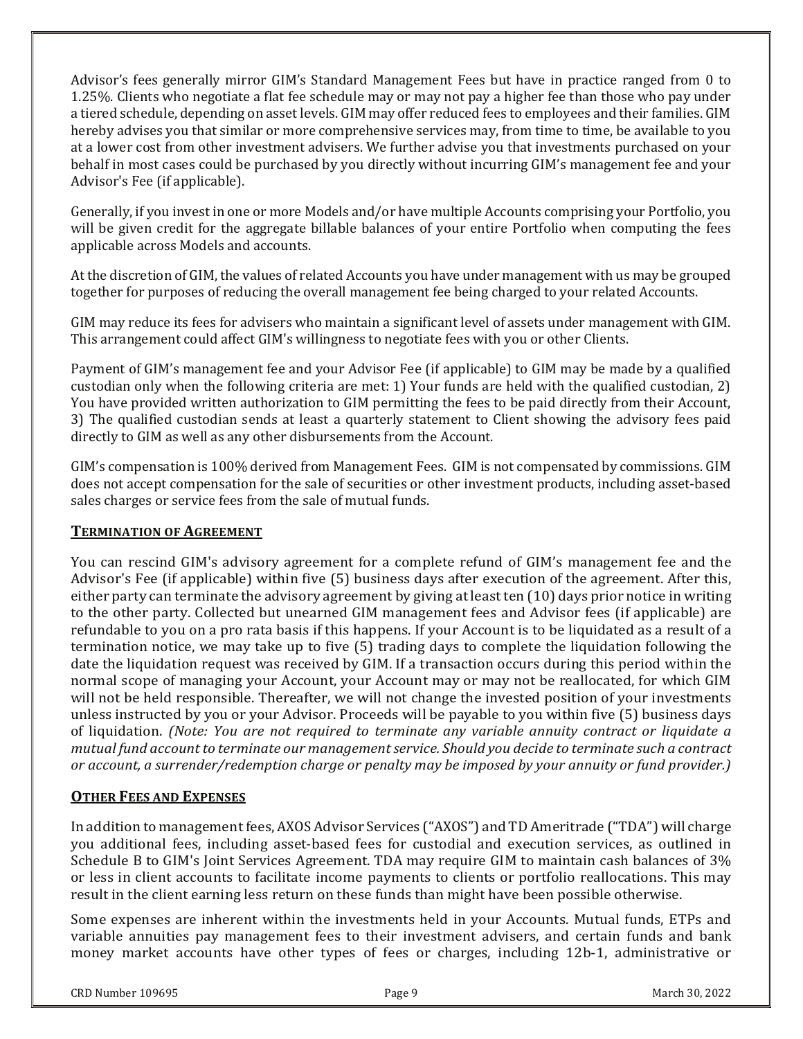Advisor's fees generally mirror GIM's Standard Management Fees but have in practice ranged from 0 to 1.25%. Clients who negotiate a flat fee schedule may or may not pay a higher fee than those who pay under a tiered schedule, depending on asset levels. GIM may offer reduced fees to employees and their families. GIM hereby advises you that similar or more comprehensive services may, from time to time, be available to you at a lower cost from other investment advisers. We further advise you that investments purchased on your behalf in most cases could be purchased by you directly without incurring GIM's management fee and your Advisor's Fee (if applicable).

Generally, if you invest in one or more Models and/or have multiple Accounts comprising your Portfolio, you will be given credit for the aggregate billable balances of your entire Portfolio when computing the fees applicable across Models and accounts.

At the discretion of GIM, the values of related Accounts you have under management with us may be grouped together for purposes of reducing the overall management fee being charged to your related Accounts.

GIM may reduce its fees for advisers who maintain a significant level of assets under management with GIM. This arrangement could affect GIM's willingness to negotiate fees with you or other Clients.

Payment of GIM's management fee and your Advisor Fee (if applicable) to GIM may be made by a qualified custodian only when the following criteria are met: 1) Your funds are held with the qualified custodian, 2) You have provided written authorization to GIM permitting the fees to be paid directly from their Account, 3) The qualified custodian sends at least a quarterly statement to Client showing the advisory fees paid directly to GIM as well as any other disbursements from the Account.

GIM's compensation is 100% derived from Management Fees. GIM is not compensated by commissions. GIM does not accept compensation for the sale of securities or other investment products, including asset-based sales charges or service fees from the sale of mutual funds.

## TERMINATION OF AGREEMENT

You can rescind GIM's advisory agreement for a complete refund of GIM's management fee and the Advisor's Fee (if applicable) within five (5) business days after execution of the agreement. After this, either party can terminate the advisory agreement by giving at least ten (10) days prior notice in writing to the other party. Collected but unearned GIM management fees and Advisor fees (if applicable) are refundable to you on a pro rata basis if this happens. If your Account is to be liquidated as a result of a termination notice, we may take up to five (5) trading days to complete the liquidation following the date the liquidation request was received by GIM. If a transaction occurs during this period within the normal scope of managing your Account, your Account may or may not be reallocated, for which GIM will not be held responsible. Thereafter, we will not change the invested position of your investments unless instructed by you or your Advisor. Proceeds will be payable to you within five (5) business days of liquidation. *(Note: You are not required to terminate any variable annuity contract or liquidate a mutual fund account to terminate our management service. Should you decide to terminate such a contract or account, a surrender/redemption charge or penalty may be imposed by your annuity or fund provider.)*

## OTHER FEES AND EXPENSES

In addition to management fees, AXOS Advisor Services ("AXOS") and TD Ameritrade ("TDA") will charge you additional fees, including asset-based fees for custodial and execution services, as outlined in Schedule B to GIM's Joint Services Agreement. TDA may require GIM to maintain cash balances of 3% or less in client accounts to facilitate income payments to clients or portfolio reallocations. This may result in the client earning less return on these funds than might have been possible otherwise.

Some expenses are inherent within the investments held in your Accounts. Mutual funds, ETPs and variable annuities pay management fees to their investment advisers, and certain funds and bank money market accounts have other types of fees or charges, including 12b-1, administrative or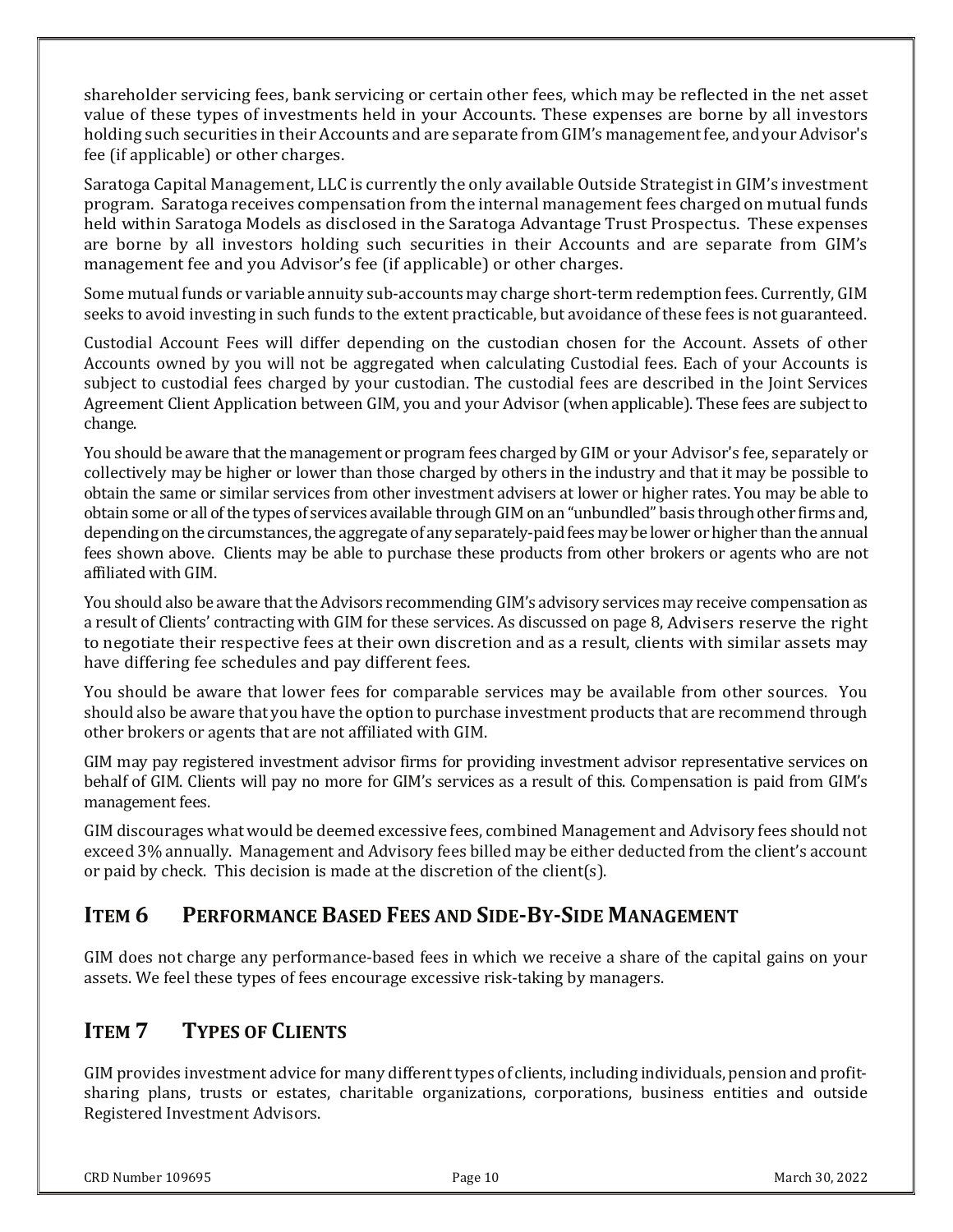shareholder servicing fees, bank servicing or certain other fees, which may be reflected in the net asset value of these types of investments held in your Accounts. These expenses are borne by all investors holding such securities in their Accounts and are separate from GIM's management fee, and your Advisor's fee (if applicable) or other charges.

Saratoga Capital Management, LLC is currently the only available Outside Strategist in GIM's investment program. Saratoga receives compensation from the internal management fees charged on mutual funds held within Saratoga Models as disclosed in the Saratoga Advantage Trust Prospectus. These expenses are borne by all investors holding such securities in their Accounts and are separate from GIM's management fee and you Advisor's fee (if applicable) or other charges.

Some mutual funds or variable annuity sub-accounts may charge short-term redemption fees. Currently, GIM seeks to avoid investing in such funds to the extent practicable, but avoidance of these fees is not guaranteed.

Custodial Account Fees will differ depending on the custodian chosen for the Account. Assets of other Accounts owned by you will not be aggregated when calculating Custodial fees. Each of your Accounts is subject to custodial fees charged by your custodian. The custodial fees are described in the Joint Services Agreement Client Application between GIM, you and your Advisor (when applicable). These fees are subject to change.

You should be aware that the management or program fees charged by GIM or your Advisor's fee, separately or collectively may be higher or lower than those charged by others in the industry and that it may be possible to obtain the same or similar services from other investment advisers at lower or higher rates. You may be able to obtain some or all of the types of services available through GIM on an "unbundled" basis through other firms and, depending on the circumstances, the aggregate of any separately-paid fees may be lower or higher than the annual fees shown above. Clients may be able to purchase these products from other brokers or agents who are not affiliated with GIM.

You should also be aware that the Advisors recommending GIM's advisory services may receive compensation as a result of Clients' contracting with GIM for these services. As discussed on page 8, Advisers reserve the right to negotiate their respective fees at their own discretion and as a result, clients with similar assets may have differing fee schedules and pay different fees.

You should be aware that lower fees for comparable services may be available from other sources. You should also be aware that you have the option to purchase investment products that are recommend through other brokers or agents that are not affiliated with GIM.

GIM may pay registered investment advisor firms for providing investment advisor representative services on behalf of GIM. Clients will pay no more for GIM's services as a result of this. Compensation is paid from GIM's management fees.

GIM discourages what would be deemed excessive fees, combined Management and Advisory fees should not exceed 3% annually. Management and Advisory fees billed may be either deducted from the client's account or paid by check. This decision is made at the discretion of the client(s).

## ITEM 6 PERFORMANCE BASED FEES AND SIDE-BY-SIDE MANAGEMENT

GIM does not charge any performance-based fees in which we receive a share of the capital gains on your assets. We feel these types of fees encourage excessive risk-taking by managers.

## ITEM 7 TYPES OF CLIENTS

GIM provides investment advice for many different types of clients, including individuals, pension and profit-sharing plans, trusts or estates, charitable organizations, corporations, business entities and outside Registered Investment Advisors.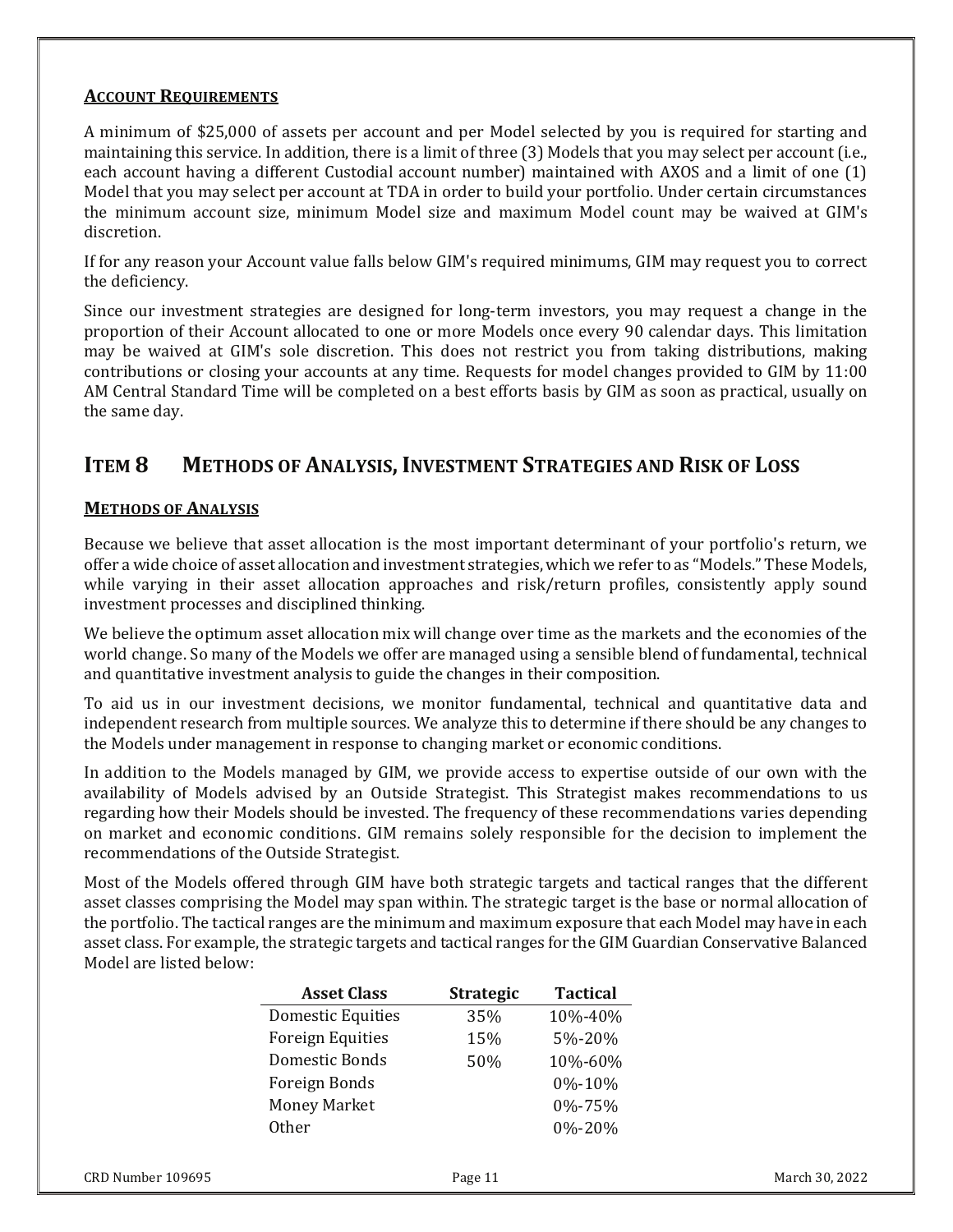### ACCOUNT REQUIREMENTS

A minimum of $25,000 of assets per account and per Model selected by you is required for starting and maintaining this service. In addition, there is a limit of three (3) Models that you may select per account (i.e., each account having a different Custodial account number) maintained with AXOS and a limit of one (1) Model that you may select per account at TDA in order to build your portfolio. Under certain circumstances the minimum account size, minimum Model size and maximum Model count may be waived at GIM's discretion.

If for any reason your Account value falls below GIM's required minimums, GIM may request you to correct the deficiency.

Since our investment strategies are designed for long-term investors, you may request a change in the proportion of their Account allocated to one or more Models once every 90 calendar days. This limitation may be waived at GIM's sole discretion. This does not restrict you from taking distributions, making contributions or closing your accounts at any time. Requests for model changes provided to GIM by 11:00 AM Central Standard Time will be completed on a best efforts basis by GIM as soon as practical, usually on the same day.

## ITEM 8 METHODS OF ANALYSIS, INVESTMENT STRATEGIES AND RISK OF LOSS

### METHODS OF ANALYSIS

Because we believe that asset allocation is the most important determinant of your portfolio's return, we offer a wide choice of asset allocation and investment strategies, which we refer to as "Models." These Models, while varying in their asset allocation approaches and risk/return profiles, consistently apply sound investment processes and disciplined thinking.

We believe the optimum asset allocation mix will change over time as the markets and the economies of the world change. So many of the Models we offer are managed using a sensible blend of fundamental, technical and quantitative investment analysis to guide the changes in their composition.

To aid us in our investment decisions, we monitor fundamental, technical and quantitative data and independent research from multiple sources. We analyze this to determine if there should be any changes to the Models under management in response to changing market or economic conditions.

In addition to the Models managed by GIM, we provide access to expertise outside of our own with the availability of Models advised by an Outside Strategist. This Strategist makes recommendations to us regarding how their Models should be invested. The frequency of these recommendations varies depending on market and economic conditions. GIM remains solely responsible for the decision to implement the recommendations of the Outside Strategist.

Most of the Models offered through GIM have both strategic targets and tactical ranges that the different asset classes comprising the Model may span within. The strategic target is the base or normal allocation of the portfolio. The tactical ranges are the minimum and maximum exposure that each Model may have in each asset class. For example, the strategic targets and tactical ranges for the GIM Guardian Conservative Balanced Model are listed below:

| Asset Class | Strategic | Tactical |
|---|---|---|
| Domestic Equities | 35% | 10%-40% |
| Foreign Equities | 15% | 5%-20% |
| Domestic Bonds | 50% | 10%-60% |
| Foreign Bonds | | 0%-10% |
| Money Market | | 0%-75% |
| Other | | 0%-20% |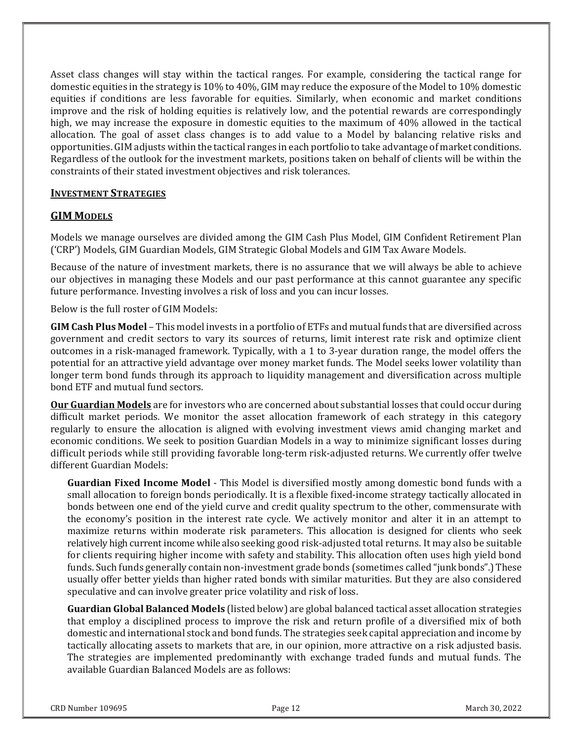Asset class changes will stay within the tactical ranges. For example, considering the tactical range for domestic equities in the strategy is 10% to 40%, GIM may reduce the exposure of the Model to 10% domestic equities if conditions are less favorable for equities. Similarly, when economic and market conditions improve and the risk of holding equities is relatively low, and the potential rewards are correspondingly high, we may increase the exposure in domestic equities to the maximum of 40% allowed in the tactical allocation. The goal of asset class changes is to add value to a Model by balancing relative risks and opportunities. GIM adjusts within the tactical ranges in each portfolio to take advantage of market conditions. Regardless of the outlook for the investment markets, positions taken on behalf of clients will be within the constraints of their stated investment objectives and risk tolerances.

## INVESTMENT STRATEGIES

## GIM MODELS

Models we manage ourselves are divided among the GIM Cash Plus Model, GIM Confident Retirement Plan ('CRP') Models, GIM Guardian Models, GIM Strategic Global Models and GIM Tax Aware Models.

Because of the nature of investment markets, there is no assurance that we will always be able to achieve our objectives in managing these Models and our past performance at this cannot guarantee any specific future performance. Investing involves a risk of loss and you can incur losses.

Below is the full roster of GIM Models:

**GIM Cash Plus Model** – This model invests in a portfolio of ETFs and mutual funds that are diversified across government and credit sectors to vary its sources of returns, limit interest rate risk and optimize client outcomes in a risk-managed framework. Typically, with a 1 to 3-year duration range, the model offers the potential for an attractive yield advantage over money market funds. The Model seeks lower volatility than longer term bond funds through its approach to liquidity management and diversification across multiple bond ETF and mutual fund sectors.

**Our Guardian Models** are for investors who are concerned about substantial losses that could occur during difficult market periods. We monitor the asset allocation framework of each strategy in this category regularly to ensure the allocation is aligned with evolving investment views amid changing market and economic conditions. We seek to position Guardian Models in a way to minimize significant losses during difficult periods while still providing favorable long-term risk-adjusted returns. We currently offer twelve different Guardian Models:

**Guardian Fixed Income Model** - This Model is diversified mostly among domestic bond funds with a small allocation to foreign bonds periodically. It is a flexible fixed-income strategy tactically allocated in bonds between one end of the yield curve and credit quality spectrum to the other, commensurate with the economy's position in the interest rate cycle. We actively monitor and alter it in an attempt to maximize returns within moderate risk parameters. This allocation is designed for clients who seek relatively high current income while also seeking good risk-adjusted total returns. It may also be suitable for clients requiring higher income with safety and stability. This allocation often uses high yield bond funds. Such funds generally contain non-investment grade bonds (sometimes called "junk bonds".) These usually offer better yields than higher rated bonds with similar maturities. But they are also considered speculative and can involve greater price volatility and risk of loss.

**Guardian Global Balanced Models** (listed below) are global balanced tactical asset allocation strategies that employ a disciplined process to improve the risk and return profile of a diversified mix of both domestic and international stock and bond funds. The strategies seek capital appreciation and income by tactically allocating assets to markets that are, in our opinion, more attractive on a risk adjusted basis. The strategies are implemented predominantly with exchange traded funds and mutual funds. The available Guardian Balanced Models are as follows: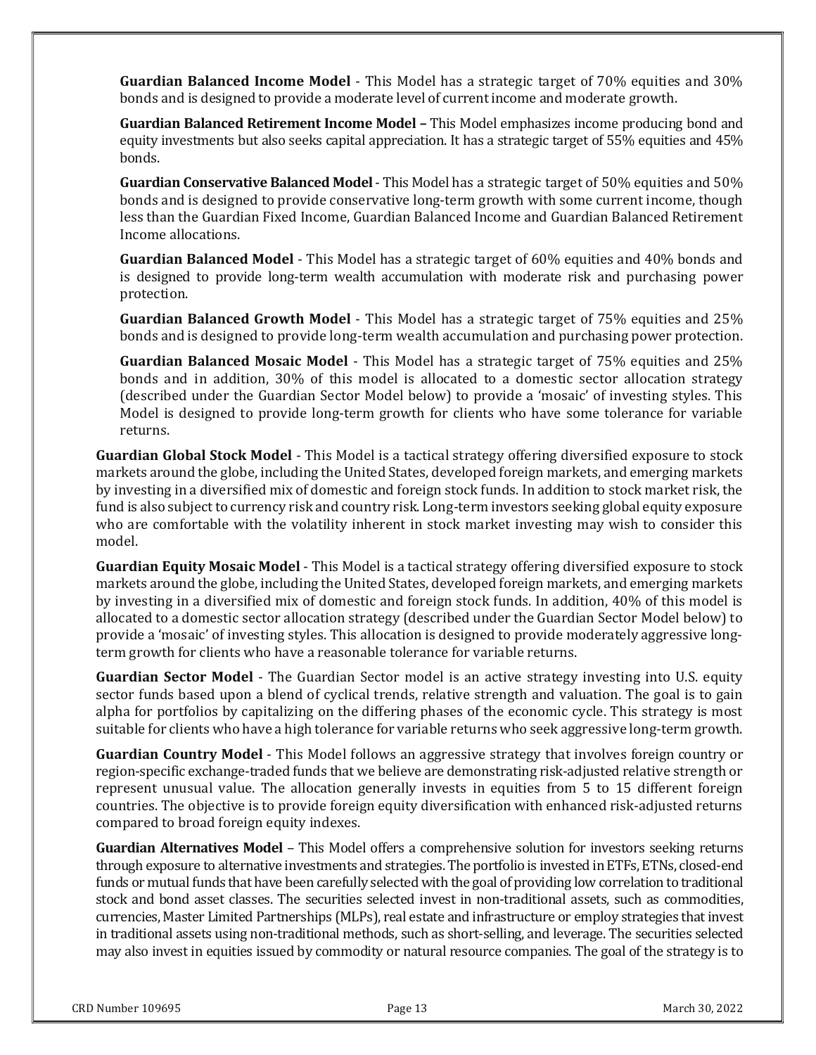**Guardian Balanced Income Model** - This Model has a strategic target of 70% equities and 30% bonds and is designed to provide a moderate level of current income and moderate growth.

**Guardian Balanced Retirement Income Model –** This Model emphasizes income producing bond and equity investments but also seeks capital appreciation. It has a strategic target of 55% equities and 45% bonds.

**Guardian Conservative Balanced Model** - This Model has a strategic target of 50% equities and 50% bonds and is designed to provide conservative long-term growth with some current income, though less than the Guardian Fixed Income, Guardian Balanced Income and Guardian Balanced Retirement Income allocations.

**Guardian Balanced Model** - This Model has a strategic target of 60% equities and 40% bonds and is designed to provide long-term wealth accumulation with moderate risk and purchasing power protection.

**Guardian Balanced Growth Model** - This Model has a strategic target of 75% equities and 25% bonds and is designed to provide long-term wealth accumulation and purchasing power protection.

**Guardian Balanced Mosaic Model** - This Model has a strategic target of 75% equities and 25% bonds and in addition, 30% of this model is allocated to a domestic sector allocation strategy (described under the Guardian Sector Model below) to provide a 'mosaic' of investing styles. This Model is designed to provide long-term growth for clients who have some tolerance for variable returns.

**Guardian Global Stock Model** - This Model is a tactical strategy offering diversified exposure to stock markets around the globe, including the United States, developed foreign markets, and emerging markets by investing in a diversified mix of domestic and foreign stock funds. In addition to stock market risk, the fund is also subject to currency risk and country risk. Long-term investors seeking global equity exposure who are comfortable with the volatility inherent in stock market investing may wish to consider this model.

**Guardian Equity Mosaic Model** - This Model is a tactical strategy offering diversified exposure to stock markets around the globe, including the United States, developed foreign markets, and emerging markets by investing in a diversified mix of domestic and foreign stock funds. In addition, 40% of this model is allocated to a domestic sector allocation strategy (described under the Guardian Sector Model below) to provide a 'mosaic' of investing styles. This allocation is designed to provide moderately aggressive long-term growth for clients who have a reasonable tolerance for variable returns.

**Guardian Sector Model** - The Guardian Sector model is an active strategy investing into U.S. equity sector funds based upon a blend of cyclical trends, relative strength and valuation. The goal is to gain alpha for portfolios by capitalizing on the differing phases of the economic cycle. This strategy is most suitable for clients who have a high tolerance for variable returns who seek aggressive long-term growth.

**Guardian Country Model** - This Model follows an aggressive strategy that involves foreign country or region-specific exchange-traded funds that we believe are demonstrating risk-adjusted relative strength or represent unusual value. The allocation generally invests in equities from 5 to 15 different foreign countries. The objective is to provide foreign equity diversification with enhanced risk-adjusted returns compared to broad foreign equity indexes.

**Guardian Alternatives Model** – This Model offers a comprehensive solution for investors seeking returns through exposure to alternative investments and strategies. The portfolio is invested in ETFs, ETNs, closed-end funds or mutual funds that have been carefully selected with the goal of providing low correlation to traditional stock and bond asset classes. The securities selected invest in non-traditional assets, such as commodities, currencies, Master Limited Partnerships (MLPs), real estate and infrastructure or employ strategies that invest in traditional assets using non-traditional methods, such as short-selling, and leverage. The securities selected may also invest in equities issued by commodity or natural resource companies. The goal of the strategy is to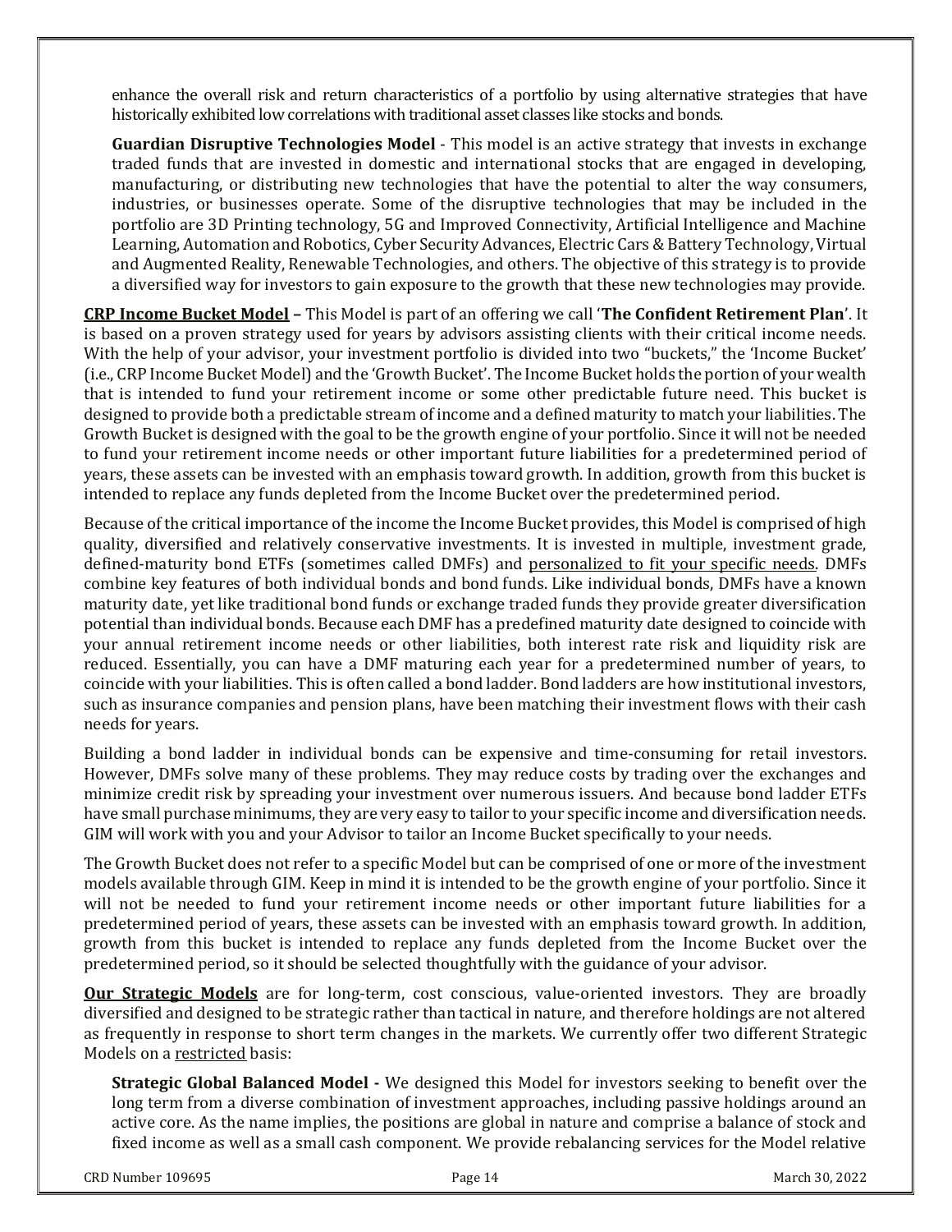enhance the overall risk and return characteristics of a portfolio by using alternative strategies that have historically exhibited low correlations with traditional asset classes like stocks and bonds.

**Guardian Disruptive Technologies Model** - This model is an active strategy that invests in exchange traded funds that are invested in domestic and international stocks that are engaged in developing, manufacturing, or distributing new technologies that have the potential to alter the way consumers, industries, or businesses operate. Some of the disruptive technologies that may be included in the portfolio are 3D Printing technology, 5G and Improved Connectivity, Artificial Intelligence and Machine Learning, Automation and Robotics, Cyber Security Advances, Electric Cars & Battery Technology, Virtual and Augmented Reality, Renewable Technologies, and others. The objective of this strategy is to provide a diversified way for investors to gain exposure to the growth that these new technologies may provide.

**CRP Income Bucket Model** – This Model is part of an offering we call '**The Confident Retirement Plan**'. It is based on a proven strategy used for years by advisors assisting clients with their critical income needs. With the help of your advisor, your investment portfolio is divided into two "buckets," the 'Income Bucket' (i.e., CRP Income Bucket Model) and the 'Growth Bucket'. The Income Bucket holds the portion of your wealth that is intended to fund your retirement income or some other predictable future need. This bucket is designed to provide both a predictable stream of income and a defined maturity to match your liabilities. The Growth Bucket is designed with the goal to be the growth engine of your portfolio. Since it will not be needed to fund your retirement income needs or other important future liabilities for a predetermined period of years, these assets can be invested with an emphasis toward growth. In addition, growth from this bucket is intended to replace any funds depleted from the Income Bucket over the predetermined period.

Because of the critical importance of the income the Income Bucket provides, this Model is comprised of high quality, diversified and relatively conservative investments. It is invested in multiple, investment grade, defined-maturity bond ETFs (sometimes called DMFs) and personalized to fit your specific needs. DMFs combine key features of both individual bonds and bond funds. Like individual bonds, DMFs have a known maturity date, yet like traditional bond funds or exchange traded funds they provide greater diversification potential than individual bonds. Because each DMF has a predefined maturity date designed to coincide with your annual retirement income needs or other liabilities, both interest rate risk and liquidity risk are reduced. Essentially, you can have a DMF maturing each year for a predetermined number of years, to coincide with your liabilities. This is often called a bond ladder. Bond ladders are how institutional investors, such as insurance companies and pension plans, have been matching their investment flows with their cash needs for years.

Building a bond ladder in individual bonds can be expensive and time-consuming for retail investors. However, DMFs solve many of these problems. They may reduce costs by trading over the exchanges and minimize credit risk by spreading your investment over numerous issuers. And because bond ladder ETFs have small purchase minimums, they are very easy to tailor to your specific income and diversification needs. GIM will work with you and your Advisor to tailor an Income Bucket specifically to your needs.

The Growth Bucket does not refer to a specific Model but can be comprised of one or more of the investment models available through GIM. Keep in mind it is intended to be the growth engine of your portfolio. Since it will not be needed to fund your retirement income needs or other important future liabilities for a predetermined period of years, these assets can be invested with an emphasis toward growth. In addition, growth from this bucket is intended to replace any funds depleted from the Income Bucket over the predetermined period, so it should be selected thoughtfully with the guidance of your advisor.

**Our Strategic Models** are for long-term, cost conscious, value-oriented investors. They are broadly diversified and designed to be strategic rather than tactical in nature, and therefore holdings are not altered as frequently in response to short term changes in the markets. We currently offer two different Strategic Models on a restricted basis:

**Strategic Global Balanced Model -** We designed this Model for investors seeking to benefit over the long term from a diverse combination of investment approaches, including passive holdings around an active core. As the name implies, the positions are global in nature and comprise a balance of stock and fixed income as well as a small cash component. We provide rebalancing services for the Model relative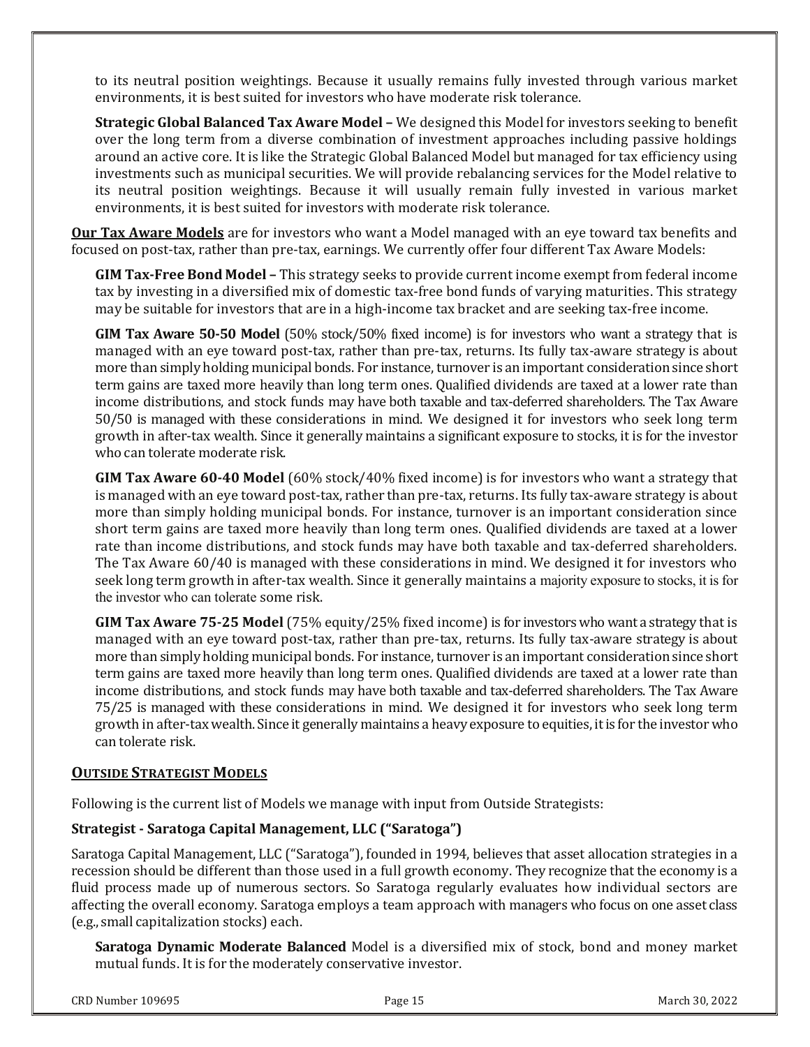to its neutral position weightings. Because it usually remains fully invested through various market environments, it is best suited for investors who have moderate risk tolerance.

**Strategic Global Balanced Tax Aware Model –** We designed this Model for investors seeking to benefit over the long term from a diverse combination of investment approaches including passive holdings around an active core. It is like the Strategic Global Balanced Model but managed for tax efficiency using investments such as municipal securities. We will provide rebalancing services for the Model relative to its neutral position weightings. Because it will usually remain fully invested in various market environments, it is best suited for investors with moderate risk tolerance.

**Our Tax Aware Models** are for investors who want a Model managed with an eye toward tax benefits and focused on post-tax, rather than pre-tax, earnings. We currently offer four different Tax Aware Models:

**GIM Tax-Free Bond Model –** This strategy seeks to provide current income exempt from federal income tax by investing in a diversified mix of domestic tax-free bond funds of varying maturities. This strategy may be suitable for investors that are in a high-income tax bracket and are seeking tax-free income.

**GIM Tax Aware 50-50 Model** (50% stock/50% fixed income) is for investors who want a strategy that is managed with an eye toward post-tax, rather than pre-tax, returns. Its fully tax-aware strategy is about more than simply holding municipal bonds. For instance, turnover is an important consideration since short term gains are taxed more heavily than long term ones. Qualified dividends are taxed at a lower rate than income distributions, and stock funds may have both taxable and tax-deferred shareholders. The Tax Aware 50/50 is managed with these considerations in mind. We designed it for investors who seek long term growth in after-tax wealth. Since it generally maintains a significant exposure to stocks, it is for the investor who can tolerate moderate risk.

**GIM Tax Aware 60-40 Model** (60% stock/40% fixed income) is for investors who want a strategy that is managed with an eye toward post-tax, rather than pre-tax, returns. Its fully tax-aware strategy is about more than simply holding municipal bonds. For instance, turnover is an important consideration since short term gains are taxed more heavily than long term ones. Qualified dividends are taxed at a lower rate than income distributions, and stock funds may have both taxable and tax-deferred shareholders. The Tax Aware 60/40 is managed with these considerations in mind. We designed it for investors who seek long term growth in after-tax wealth. Since it generally maintains a majority exposure to stocks, it is for the investor who can tolerate some risk.

**GIM Tax Aware 75-25 Model** (75% equity/25% fixed income) is for investors who want a strategy that is managed with an eye toward post-tax, rather than pre-tax, returns. Its fully tax-aware strategy is about more than simply holding municipal bonds. For instance, turnover is an important consideration since short term gains are taxed more heavily than long term ones. Qualified dividends are taxed at a lower rate than income distributions, and stock funds may have both taxable and tax-deferred shareholders. The Tax Aware 75/25 is managed with these considerations in mind. We designed it for investors who seek long term growth in after-tax wealth. Since it generally maintains a heavy exposure to equities, it is for the investor who can tolerate risk.

## OUTSIDE STRATEGIST MODELS

Following is the current list of Models we manage with input from Outside Strategists:

### Strategist - Saratoga Capital Management, LLC ("Saratoga")

Saratoga Capital Management, LLC ("Saratoga"), founded in 1994, believes that asset allocation strategies in a recession should be different than those used in a full growth economy. They recognize that the economy is a fluid process made up of numerous sectors. So Saratoga regularly evaluates how individual sectors are affecting the overall economy. Saratoga employs a team approach with managers who focus on one asset class (e.g., small capitalization stocks) each.

**Saratoga Dynamic Moderate Balanced** Model is a diversified mix of stock, bond and money market mutual funds. It is for the moderately conservative investor.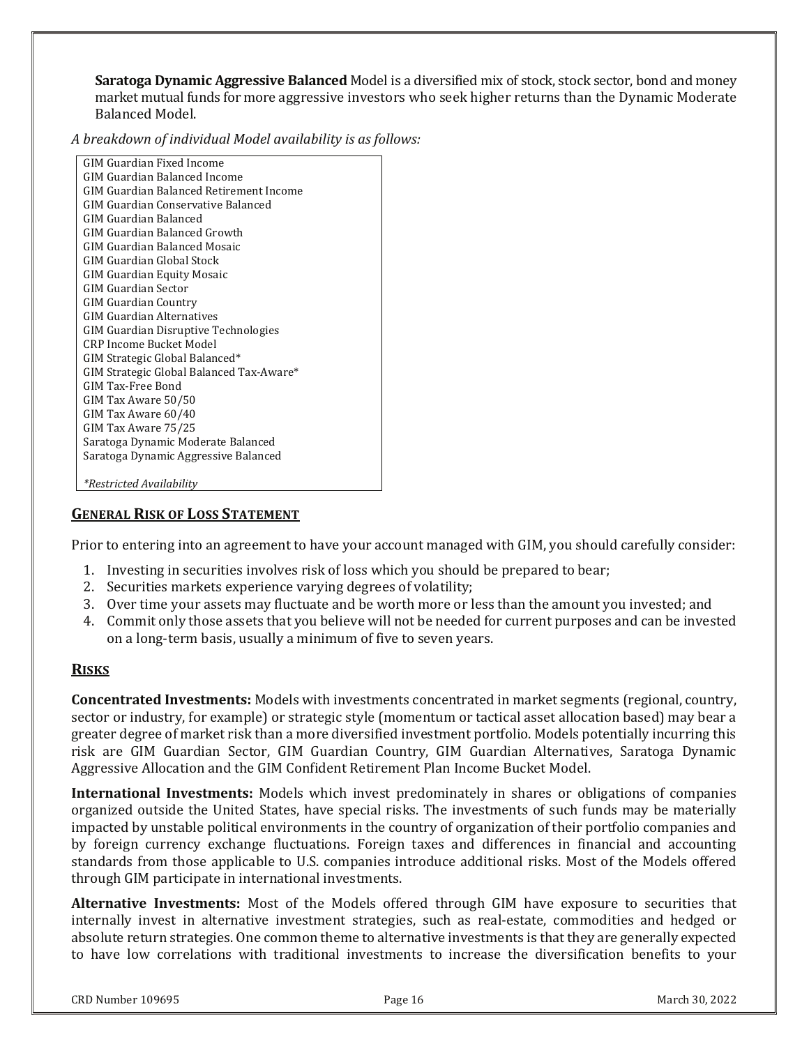**Saratoga Dynamic Aggressive Balanced** Model is a diversified mix of stock, stock sector, bond and money market mutual funds for more aggressive investors who seek higher returns than the Dynamic Moderate Balanced Model.

*A breakdown of individual Model availability is as follows:*

| |
|---|
| GIM Guardian Fixed Income |
| GIM Guardian Balanced Income |
| GIM Guardian Balanced Retirement Income |
| GIM Guardian Conservative Balanced |
| GIM Guardian Balanced |
| GIM Guardian Balanced Growth |
| GIM Guardian Balanced Mosaic |
| GIM Guardian Global Stock |
| GIM Guardian Equity Mosaic |
| GIM Guardian Sector |
| GIM Guardian Country |
| GIM Guardian Alternatives |
| GIM Guardian Disruptive Technologies |
| CRP Income Bucket Model |
| GIM Strategic Global Balanced* |
| GIM Strategic Global Balanced Tax-Aware* |
| GIM Tax-Free Bond |
| GIM Tax Aware 50/50 |
| GIM Tax Aware 60/40 |
| GIM Tax Aware 75/25 |
| Saratoga Dynamic Moderate Balanced |
| Saratoga Dynamic Aggressive Balanced |
| *\*Restricted Availability* |

## GENERAL RISK OF LOSS STATEMENT

Prior to entering into an agreement to have your account managed with GIM, you should carefully consider:

1. Investing in securities involves risk of loss which you should be prepared to bear;
2. Securities markets experience varying degrees of volatility;
3. Over time your assets may fluctuate and be worth more or less than the amount you invested; and
4. Commit only those assets that you believe will not be needed for current purposes and can be invested on a long-term basis, usually a minimum of five to seven years.

## RISKS

**Concentrated Investments:** Models with investments concentrated in market segments (regional, country, sector or industry, for example) or strategic style (momentum or tactical asset allocation based) may bear a greater degree of market risk than a more diversified investment portfolio. Models potentially incurring this risk are GIM Guardian Sector, GIM Guardian Country, GIM Guardian Alternatives, Saratoga Dynamic Aggressive Allocation and the GIM Confident Retirement Plan Income Bucket Model.

**International Investments:** Models which invest predominately in shares or obligations of companies organized outside the United States, have special risks. The investments of such funds may be materially impacted by unstable political environments in the country of organization of their portfolio companies and by foreign currency exchange fluctuations. Foreign taxes and differences in financial and accounting standards from those applicable to U.S. companies introduce additional risks. Most of the Models offered through GIM participate in international investments.

**Alternative Investments:** Most of the Models offered through GIM have exposure to securities that internally invest in alternative investment strategies, such as real-estate, commodities and hedged or absolute return strategies. One common theme to alternative investments is that they are generally expected to have low correlations with traditional investments to increase the diversification benefits to your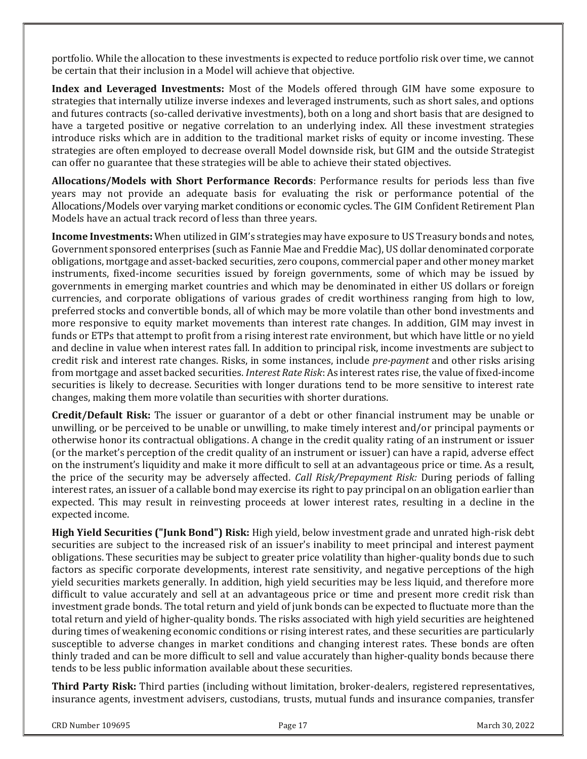portfolio. While the allocation to these investments is expected to reduce portfolio risk over time, we cannot be certain that their inclusion in a Model will achieve that objective.

**Index and Leveraged Investments:** Most of the Models offered through GIM have some exposure to strategies that internally utilize inverse indexes and leveraged instruments, such as short sales, and options and futures contracts (so-called derivative investments), both on a long and short basis that are designed to have a targeted positive or negative correlation to an underlying index. All these investment strategies introduce risks which are in addition to the traditional market risks of equity or income investing. These strategies are often employed to decrease overall Model downside risk, but GIM and the outside Strategist can offer no guarantee that these strategies will be able to achieve their stated objectives.

**Allocations/Models with Short Performance Records**: Performance results for periods less than five years may not provide an adequate basis for evaluating the risk or performance potential of the Allocations/Models over varying market conditions or economic cycles. The GIM Confident Retirement Plan Models have an actual track record of less than three years.

**Income Investments:** When utilized in GIM's strategies may have exposure to US Treasury bonds and notes, Government sponsored enterprises (such as Fannie Mae and Freddie Mac), US dollar denominated corporate obligations, mortgage and asset-backed securities, zero coupons, commercial paper and other money market instruments, fixed-income securities issued by foreign governments, some of which may be issued by governments in emerging market countries and which may be denominated in either US dollars or foreign currencies, and corporate obligations of various grades of credit worthiness ranging from high to low, preferred stocks and convertible bonds, all of which may be more volatile than other bond investments and more responsive to equity market movements than interest rate changes. In addition, GIM may invest in funds or ETPs that attempt to profit from a rising interest rate environment, but which have little or no yield and decline in value when interest rates fall. In addition to principal risk, income investments are subject to credit risk and interest rate changes. Risks, in some instances, include *pre-payment* and other risks arising from mortgage and asset backed securities. *Interest Rate Risk*: As interest rates rise, the value of fixed-income securities is likely to decrease. Securities with longer durations tend to be more sensitive to interest rate changes, making them more volatile than securities with shorter durations.

**Credit/Default Risk:** The issuer or guarantor of a debt or other financial instrument may be unable or unwilling, or be perceived to be unable or unwilling, to make timely interest and/or principal payments or otherwise honor its contractual obligations. A change in the credit quality rating of an instrument or issuer (or the market's perception of the credit quality of an instrument or issuer) can have a rapid, adverse effect on the instrument's liquidity and make it more difficult to sell at an advantageous price or time. As a result, the price of the security may be adversely affected. *Call Risk/Prepayment Risk:* During periods of falling interest rates, an issuer of a callable bond may exercise its right to pay principal on an obligation earlier than expected. This may result in reinvesting proceeds at lower interest rates, resulting in a decline in the expected income.

**High Yield Securities ("Junk Bond") Risk:** High yield, below investment grade and unrated high-risk debt securities are subject to the increased risk of an issuer's inability to meet principal and interest payment obligations. These securities may be subject to greater price volatility than higher-quality bonds due to such factors as specific corporate developments, interest rate sensitivity, and negative perceptions of the high yield securities markets generally. In addition, high yield securities may be less liquid, and therefore more difficult to value accurately and sell at an advantageous price or time and present more credit risk than investment grade bonds. The total return and yield of junk bonds can be expected to fluctuate more than the total return and yield of higher-quality bonds. The risks associated with high yield securities are heightened during times of weakening economic conditions or rising interest rates, and these securities are particularly susceptible to adverse changes in market conditions and changing interest rates. These bonds are often thinly traded and can be more difficult to sell and value accurately than higher-quality bonds because there tends to be less public information available about these securities.

**Third Party Risk:** Third parties (including without limitation, broker-dealers, registered representatives, insurance agents, investment advisers, custodians, trusts, mutual funds and insurance companies, transfer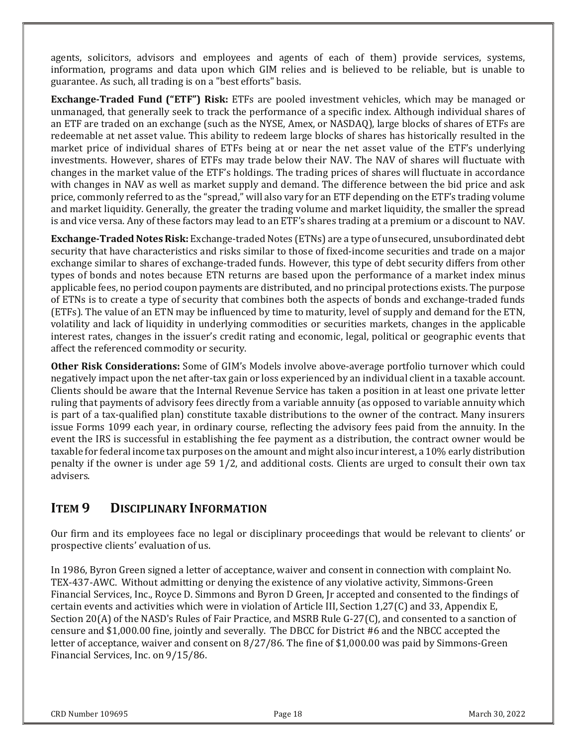agents, solicitors, advisors and employees and agents of each of them) provide services, systems, information, programs and data upon which GIM relies and is believed to be reliable, but is unable to guarantee. As such, all trading is on a "best efforts" basis.

**Exchange-Traded Fund ("ETF") Risk:** ETFs are pooled investment vehicles, which may be managed or unmanaged, that generally seek to track the performance of a specific index. Although individual shares of an ETF are traded on an exchange (such as the NYSE, Amex, or NASDAQ), large blocks of shares of ETFs are redeemable at net asset value. This ability to redeem large blocks of shares has historically resulted in the market price of individual shares of ETFs being at or near the net asset value of the ETF's underlying investments. However, shares of ETFs may trade below their NAV. The NAV of shares will fluctuate with changes in the market value of the ETF's holdings. The trading prices of shares will fluctuate in accordance with changes in NAV as well as market supply and demand. The difference between the bid price and ask price, commonly referred to as the "spread," will also vary for an ETF depending on the ETF's trading volume and market liquidity. Generally, the greater the trading volume and market liquidity, the smaller the spread is and vice versa. Any of these factors may lead to an ETF's shares trading at a premium or a discount to NAV.

**Exchange-Traded Notes Risk:** Exchange-traded Notes (ETNs) are a type of unsecured, unsubordinated debt security that have characteristics and risks similar to those of fixed-income securities and trade on a major exchange similar to shares of exchange-traded funds. However, this type of debt security differs from other types of bonds and notes because ETN returns are based upon the performance of a market index minus applicable fees, no period coupon payments are distributed, and no principal protections exists. The purpose of ETNs is to create a type of security that combines both the aspects of bonds and exchange-traded funds (ETFs). The value of an ETN may be influenced by time to maturity, level of supply and demand for the ETN, volatility and lack of liquidity in underlying commodities or securities markets, changes in the applicable interest rates, changes in the issuer's credit rating and economic, legal, political or geographic events that affect the referenced commodity or security.

**Other Risk Considerations:** Some of GIM's Models involve above-average portfolio turnover which could negatively impact upon the net after-tax gain or loss experienced by an individual client in a taxable account. Clients should be aware that the Internal Revenue Service has taken a position in at least one private letter ruling that payments of advisory fees directly from a variable annuity (as opposed to variable annuity which is part of a tax-qualified plan) constitute taxable distributions to the owner of the contract. Many insurers issue Forms 1099 each year, in ordinary course, reflecting the advisory fees paid from the annuity. In the event the IRS is successful in establishing the fee payment as a distribution, the contract owner would be taxable for federal income tax purposes on the amount and might also incur interest, a 10% early distribution penalty if the owner is under age 59 1/2, and additional costs. Clients are urged to consult their own tax advisers.

## ITEM 9 DISCIPLINARY INFORMATION

Our firm and its employees face no legal or disciplinary proceedings that would be relevant to clients' or prospective clients' evaluation of us.

In 1986, Byron Green signed a letter of acceptance, waiver and consent in connection with complaint No. TEX-437-AWC. Without admitting or denying the existence of any violative activity, Simmons-Green Financial Services, Inc., Royce D. Simmons and Byron D Green, Jr accepted and consented to the findings of certain events and activities which were in violation of Article III, Section 1,27(C) and 33, Appendix E, Section 20(A) of the NASD's Rules of Fair Practice, and MSRB Rule G-27(C), and consented to a sanction of censure and $1,000.00 fine, jointly and severally. The DBCC for District #6 and the NBCC accepted the letter of acceptance, waiver and consent on 8/27/86. The fine of $1,000.00 was paid by Simmons-Green Financial Services, Inc. on 9/15/86.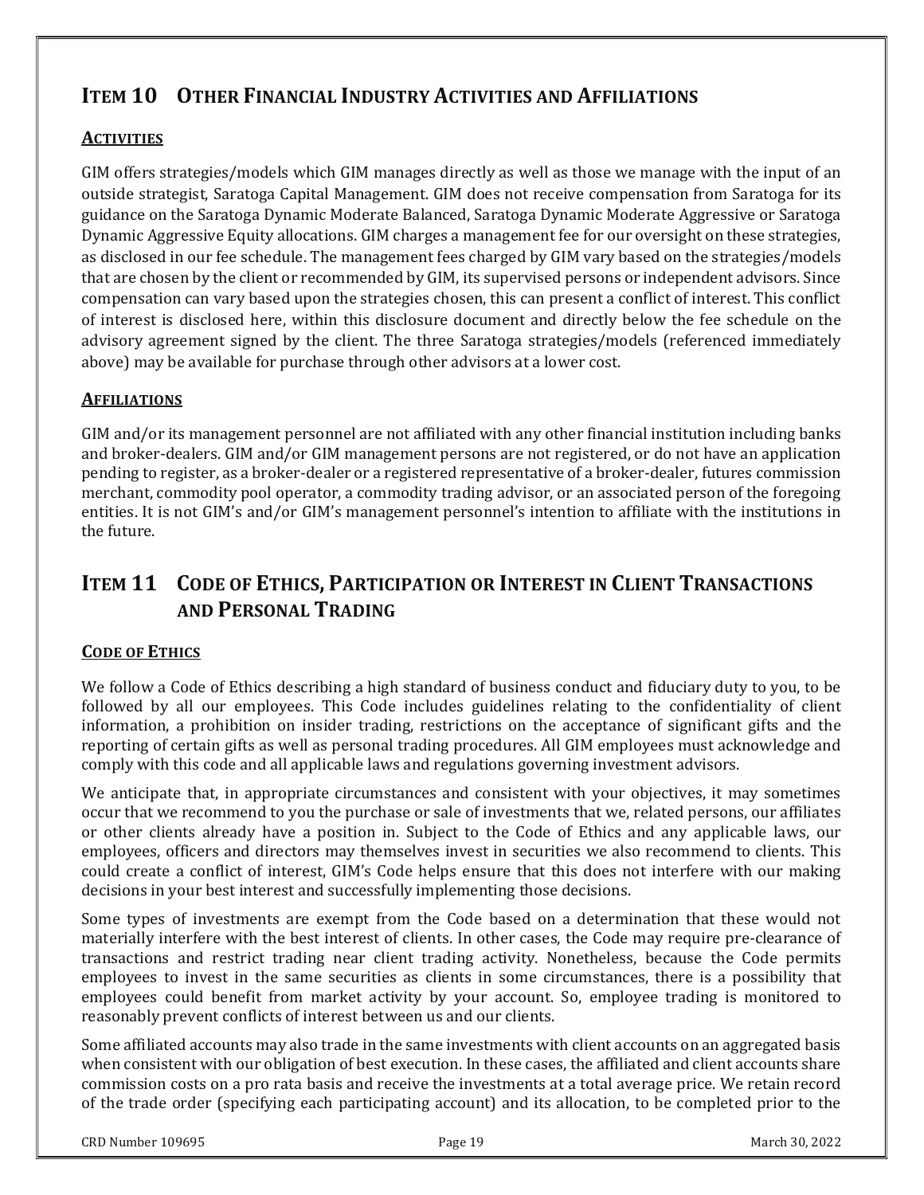## ITEM 10 OTHER FINANCIAL INDUSTRY ACTIVITIES AND AFFILIATIONS

### ACTIVITIES

GIM offers strategies/models which GIM manages directly as well as those we manage with the input of an outside strategist, Saratoga Capital Management. GIM does not receive compensation from Saratoga for its guidance on the Saratoga Dynamic Moderate Balanced, Saratoga Dynamic Moderate Aggressive or Saratoga Dynamic Aggressive Equity allocations. GIM charges a management fee for our oversight on these strategies, as disclosed in our fee schedule. The management fees charged by GIM vary based on the strategies/models that are chosen by the client or recommended by GIM, its supervised persons or independent advisors. Since compensation can vary based upon the strategies chosen, this can present a conflict of interest. This conflict of interest is disclosed here, within this disclosure document and directly below the fee schedule on the advisory agreement signed by the client. The three Saratoga strategies/models (referenced immediately above) may be available for purchase through other advisors at a lower cost.

### AFFILIATIONS

GIM and/or its management personnel are not affiliated with any other financial institution including banks and broker-dealers. GIM and/or GIM management persons are not registered, or do not have an application pending to register, as a broker-dealer or a registered representative of a broker-dealer, futures commission merchant, commodity pool operator, a commodity trading advisor, or an associated person of the foregoing entities. It is not GIM's and/or GIM's management personnel's intention to affiliate with the institutions in the future.

## ITEM 11 CODE OF ETHICS, PARTICIPATION OR INTEREST IN CLIENT TRANSACTIONS AND PERSONAL TRADING

### CODE OF ETHICS

We follow a Code of Ethics describing a high standard of business conduct and fiduciary duty to you, to be followed by all our employees. This Code includes guidelines relating to the confidentiality of client information, a prohibition on insider trading, restrictions on the acceptance of significant gifts and the reporting of certain gifts as well as personal trading procedures. All GIM employees must acknowledge and comply with this code and all applicable laws and regulations governing investment advisors.

We anticipate that, in appropriate circumstances and consistent with your objectives, it may sometimes occur that we recommend to you the purchase or sale of investments that we, related persons, our affiliates or other clients already have a position in. Subject to the Code of Ethics and any applicable laws, our employees, officers and directors may themselves invest in securities we also recommend to clients. This could create a conflict of interest, GIM's Code helps ensure that this does not interfere with our making decisions in your best interest and successfully implementing those decisions.

Some types of investments are exempt from the Code based on a determination that these would not materially interfere with the best interest of clients. In other cases, the Code may require pre-clearance of transactions and restrict trading near client trading activity. Nonetheless, because the Code permits employees to invest in the same securities as clients in some circumstances, there is a possibility that employees could benefit from market activity by your account. So, employee trading is monitored to reasonably prevent conflicts of interest between us and our clients.

Some affiliated accounts may also trade in the same investments with client accounts on an aggregated basis when consistent with our obligation of best execution. In these cases, the affiliated and client accounts share commission costs on a pro rata basis and receive the investments at a total average price. We retain record of the trade order (specifying each participating account) and its allocation, to be completed prior to the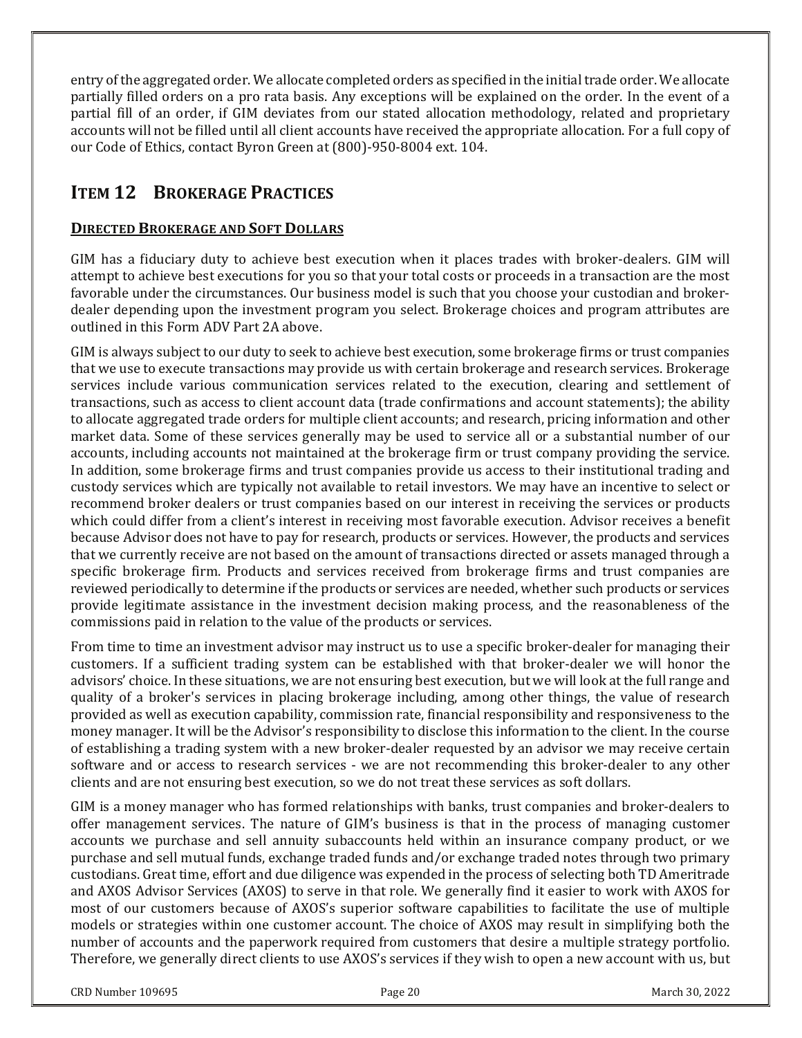entry of the aggregated order. We allocate completed orders as specified in the initial trade order. We allocate partially filled orders on a pro rata basis. Any exceptions will be explained on the order. In the event of a partial fill of an order, if GIM deviates from our stated allocation methodology, related and proprietary accounts will not be filled until all client accounts have received the appropriate allocation. For a full copy of our Code of Ethics, contact Byron Green at (800)-950-8004 ext. 104.

# ITEM 12 BROKERAGE PRACTICES

## DIRECTED BROKERAGE AND SOFT DOLLARS

GIM has a fiduciary duty to achieve best execution when it places trades with broker-dealers. GIM will attempt to achieve best executions for you so that your total costs or proceeds in a transaction are the most favorable under the circumstances. Our business model is such that you choose your custodian and broker-dealer depending upon the investment program you select. Brokerage choices and program attributes are outlined in this Form ADV Part 2A above.

GIM is always subject to our duty to seek to achieve best execution, some brokerage firms or trust companies that we use to execute transactions may provide us with certain brokerage and research services. Brokerage services include various communication services related to the execution, clearing and settlement of transactions, such as access to client account data (trade confirmations and account statements); the ability to allocate aggregated trade orders for multiple client accounts; and research, pricing information and other market data. Some of these services generally may be used to service all or a substantial number of our accounts, including accounts not maintained at the brokerage firm or trust company providing the service. In addition, some brokerage firms and trust companies provide us access to their institutional trading and custody services which are typically not available to retail investors. We may have an incentive to select or recommend broker dealers or trust companies based on our interest in receiving the services or products which could differ from a client's interest in receiving most favorable execution. Advisor receives a benefit because Advisor does not have to pay for research, products or services. However, the products and services that we currently receive are not based on the amount of transactions directed or assets managed through a specific brokerage firm. Products and services received from brokerage firms and trust companies are reviewed periodically to determine if the products or services are needed, whether such products or services provide legitimate assistance in the investment decision making process, and the reasonableness of the commissions paid in relation to the value of the products or services.

From time to time an investment advisor may instruct us to use a specific broker-dealer for managing their customers. If a sufficient trading system can be established with that broker-dealer we will honor the advisors' choice. In these situations, we are not ensuring best execution, but we will look at the full range and quality of a broker's services in placing brokerage including, among other things, the value of research provided as well as execution capability, commission rate, financial responsibility and responsiveness to the money manager. It will be the Advisor's responsibility to disclose this information to the client. In the course of establishing a trading system with a new broker-dealer requested by an advisor we may receive certain software and or access to research services - we are not recommending this broker-dealer to any other clients and are not ensuring best execution, so we do not treat these services as soft dollars.

GIM is a money manager who has formed relationships with banks, trust companies and broker-dealers to offer management services. The nature of GIM's business is that in the process of managing customer accounts we purchase and sell annuity subaccounts held within an insurance company product, or we purchase and sell mutual funds, exchange traded funds and/or exchange traded notes through two primary custodians. Great time, effort and due diligence was expended in the process of selecting both TD Ameritrade and AXOS Advisor Services (AXOS) to serve in that role. We generally find it easier to work with AXOS for most of our customers because of AXOS's superior software capabilities to facilitate the use of multiple models or strategies within one customer account. The choice of AXOS may result in simplifying both the number of accounts and the paperwork required from customers that desire a multiple strategy portfolio. Therefore, we generally direct clients to use AXOS's services if they wish to open a new account with us, but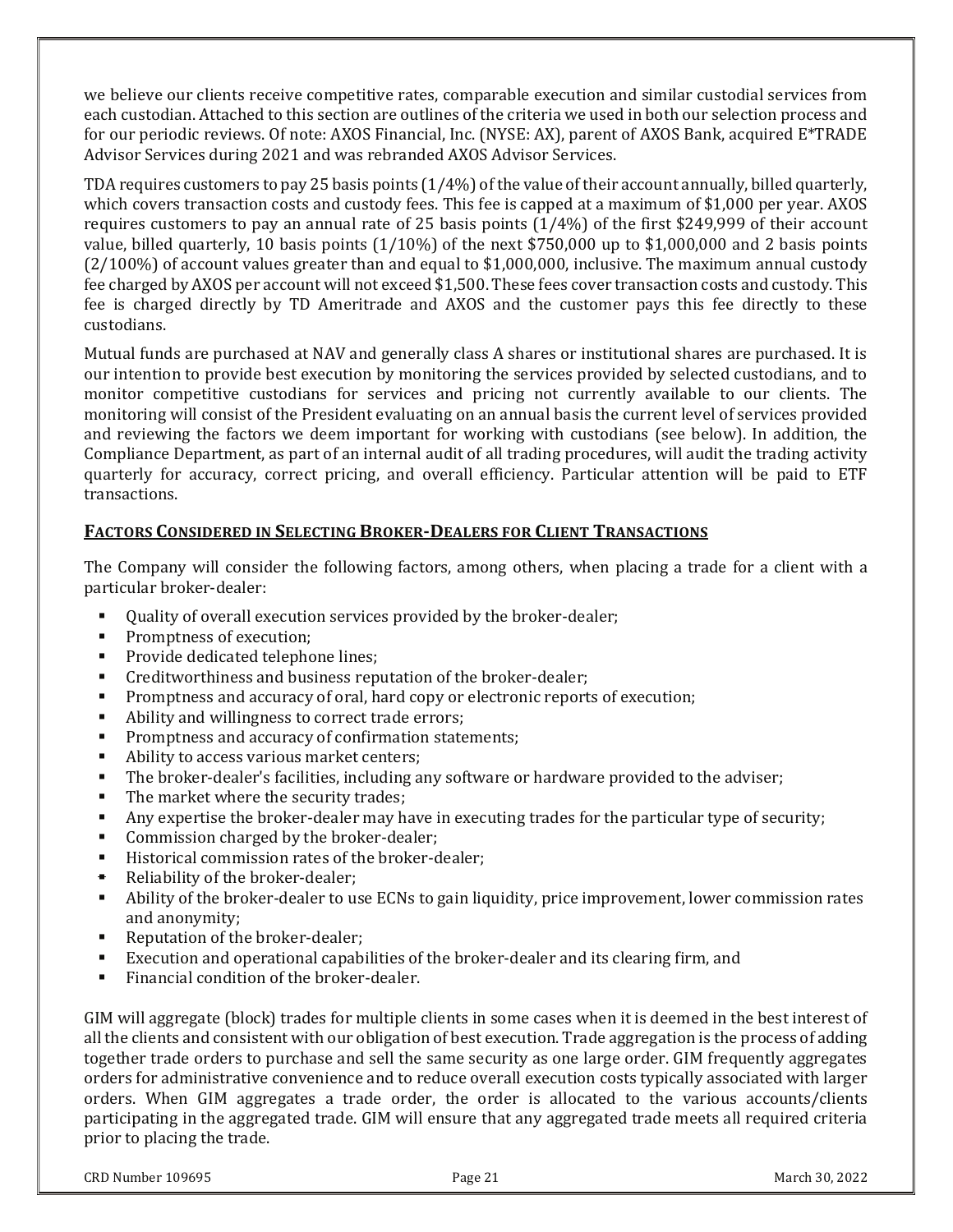we believe our clients receive competitive rates, comparable execution and similar custodial services from each custodian. Attached to this section are outlines of the criteria we used in both our selection process and for our periodic reviews. Of note: AXOS Financial, Inc. (NYSE: AX), parent of AXOS Bank, acquired E*TRADE Advisor Services during 2021 and was rebranded AXOS Advisor Services.

TDA requires customers to pay 25 basis points (1/4%) of the value of their account annually, billed quarterly, which covers transaction costs and custody fees. This fee is capped at a maximum of $1,000 per year. AXOS requires customers to pay an annual rate of 25 basis points (1/4%) of the first $249,999 of their account value, billed quarterly, 10 basis points (1/10%) of the next $750,000 up to $1,000,000 and 2 basis points (2/100%) of account values greater than and equal to $1,000,000, inclusive. The maximum annual custody fee charged by AXOS per account will not exceed $1,500. These fees cover transaction costs and custody. This fee is charged directly by TD Ameritrade and AXOS and the customer pays this fee directly to these custodians.

Mutual funds are purchased at NAV and generally class A shares or institutional shares are purchased. It is our intention to provide best execution by monitoring the services provided by selected custodians, and to monitor competitive custodians for services and pricing not currently available to our clients. The monitoring will consist of the President evaluating on an annual basis the current level of services provided and reviewing the factors we deem important for working with custodians (see below). In addition, the Compliance Department, as part of an internal audit of all trading procedures, will audit the trading activity quarterly for accuracy, correct pricing, and overall efficiency. Particular attention will be paid to ETF transactions.

## Factors Considered in Selecting Broker-Dealers for Client Transactions

The Company will consider the following factors, among others, when placing a trade for a client with a particular broker-dealer:

- Quality of overall execution services provided by the broker-dealer;
- Promptness of execution;
- Provide dedicated telephone lines;
- Creditworthiness and business reputation of the broker-dealer;
- Promptness and accuracy of oral, hard copy or electronic reports of execution;
- Ability and willingness to correct trade errors;
- Promptness and accuracy of confirmation statements;
- Ability to access various market centers;
- The broker-dealer's facilities, including any software or hardware provided to the adviser;
- The market where the security trades;
- Any expertise the broker-dealer may have in executing trades for the particular type of security;
- Commission charged by the broker-dealer;
- Historical commission rates of the broker-dealer;
- Reliability of the broker-dealer;
- Ability of the broker-dealer to use ECNs to gain liquidity, price improvement, lower commission rates and anonymity;
- Reputation of the broker-dealer;
- Execution and operational capabilities of the broker-dealer and its clearing firm, and
- Financial condition of the broker-dealer.

GIM will aggregate (block) trades for multiple clients in some cases when it is deemed in the best interest of all the clients and consistent with our obligation of best execution. Trade aggregation is the process of adding together trade orders to purchase and sell the same security as one large order. GIM frequently aggregates orders for administrative convenience and to reduce overall execution costs typically associated with larger orders. When GIM aggregates a trade order, the order is allocated to the various accounts/clients participating in the aggregated trade. GIM will ensure that any aggregated trade meets all required criteria prior to placing the trade.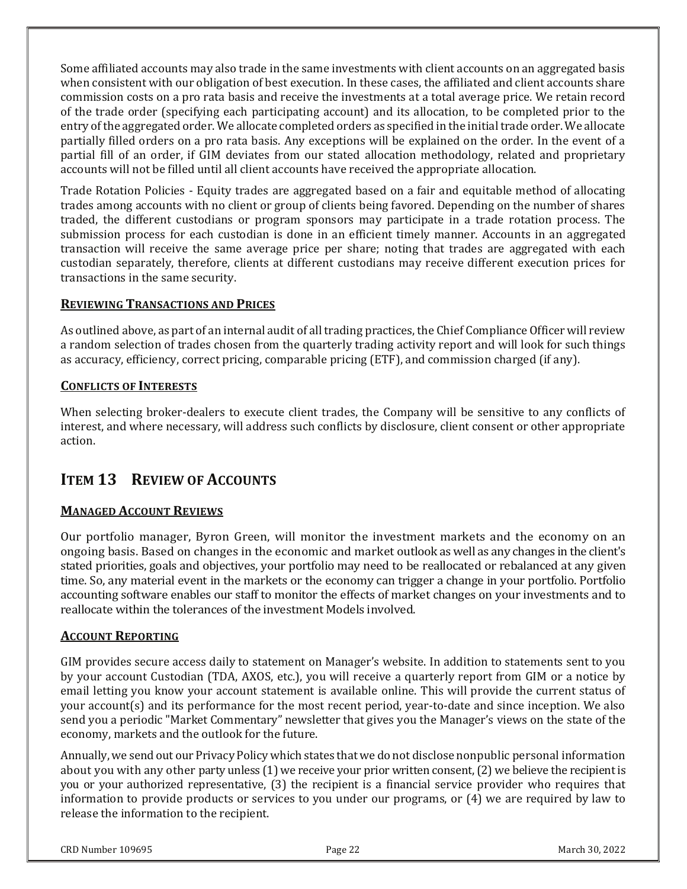Some affiliated accounts may also trade in the same investments with client accounts on an aggregated basis when consistent with our obligation of best execution. In these cases, the affiliated and client accounts share commission costs on a pro rata basis and receive the investments at a total average price. We retain record of the trade order (specifying each participating account) and its allocation, to be completed prior to the entry of the aggregated order. We allocate completed orders as specified in the initial trade order. We allocate partially filled orders on a pro rata basis. Any exceptions will be explained on the order. In the event of a partial fill of an order, if GIM deviates from our stated allocation methodology, related and proprietary accounts will not be filled until all client accounts have received the appropriate allocation.

Trade Rotation Policies - Equity trades are aggregated based on a fair and equitable method of allocating trades among accounts with no client or group of clients being favored. Depending on the number of shares traded, the different custodians or program sponsors may participate in a trade rotation process. The submission process for each custodian is done in an efficient timely manner. Accounts in an aggregated transaction will receive the same average price per share; noting that trades are aggregated with each custodian separately, therefore, clients at different custodians may receive different execution prices for transactions in the same security.

### Reviewing Transactions and Prices

As outlined above, as part of an internal audit of all trading practices, the Chief Compliance Officer will review a random selection of trades chosen from the quarterly trading activity report and will look for such things as accuracy, efficiency, correct pricing, comparable pricing (ETF), and commission charged (if any).

### Conflicts of Interests

When selecting broker-dealers to execute client trades, the Company will be sensitive to any conflicts of interest, and where necessary, will address such conflicts by disclosure, client consent or other appropriate action.

## Item 13 Review of Accounts

### Managed Account Reviews

Our portfolio manager, Byron Green, will monitor the investment markets and the economy on an ongoing basis. Based on changes in the economic and market outlook as well as any changes in the client's stated priorities, goals and objectives, your portfolio may need to be reallocated or rebalanced at any given time. So, any material event in the markets or the economy can trigger a change in your portfolio. Portfolio accounting software enables our staff to monitor the effects of market changes on your investments and to reallocate within the tolerances of the investment Models involved.

### Account Reporting

GIM provides secure access daily to statement on Manager's website. In addition to statements sent to you by your account Custodian (TDA, AXOS, etc.), you will receive a quarterly report from GIM or a notice by email letting you know your account statement is available online. This will provide the current status of your account(s) and its performance for the most recent period, year-to-date and since inception. We also send you a periodic "Market Commentary" newsletter that gives you the Manager's views on the state of the economy, markets and the outlook for the future.

Annually, we send out our Privacy Policy which states that we do not disclose nonpublic personal information about you with any other party unless (1) we receive your prior written consent, (2) we believe the recipient is you or your authorized representative, (3) the recipient is a financial service provider who requires that information to provide products or services to you under our programs, or (4) we are required by law to release the information to the recipient.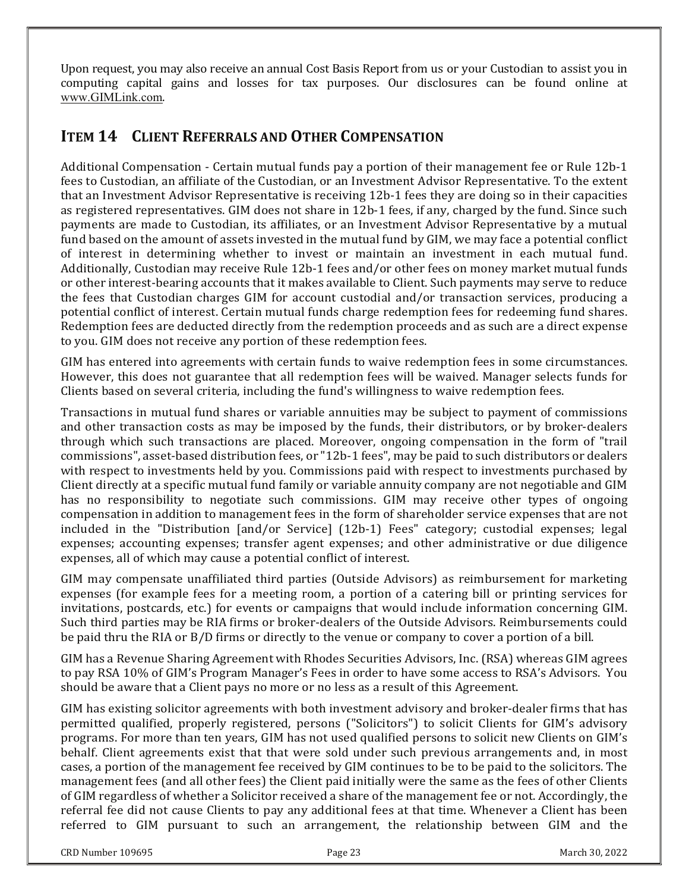Upon request, you may also receive an annual Cost Basis Report from us or your Custodian to assist you in computing capital gains and losses for tax purposes. Our disclosures can be found online at www.GIMLink.com.

## ITEM 14 CLIENT REFERRALS AND OTHER COMPENSATION

Additional Compensation - Certain mutual funds pay a portion of their management fee or Rule 12b-1 fees to Custodian, an affiliate of the Custodian, or an Investment Advisor Representative. To the extent that an Investment Advisor Representative is receiving 12b-1 fees they are doing so in their capacities as registered representatives. GIM does not share in 12b-1 fees, if any, charged by the fund. Since such payments are made to Custodian, its affiliates, or an Investment Advisor Representative by a mutual fund based on the amount of assets invested in the mutual fund by GIM, we may face a potential conflict of interest in determining whether to invest or maintain an investment in each mutual fund. Additionally, Custodian may receive Rule 12b-1 fees and/or other fees on money market mutual funds or other interest-bearing accounts that it makes available to Client. Such payments may serve to reduce the fees that Custodian charges GIM for account custodial and/or transaction services, producing a potential conflict of interest. Certain mutual funds charge redemption fees for redeeming fund shares. Redemption fees are deducted directly from the redemption proceeds and as such are a direct expense to you. GIM does not receive any portion of these redemption fees.

GIM has entered into agreements with certain funds to waive redemption fees in some circumstances. However, this does not guarantee that all redemption fees will be waived. Manager selects funds for Clients based on several criteria, including the fund's willingness to waive redemption fees.

Transactions in mutual fund shares or variable annuities may be subject to payment of commissions and other transaction costs as may be imposed by the funds, their distributors, or by broker-dealers through which such transactions are placed. Moreover, ongoing compensation in the form of "trail commissions", asset-based distribution fees, or "12b-1 fees", may be paid to such distributors or dealers with respect to investments held by you. Commissions paid with respect to investments purchased by Client directly at a specific mutual fund family or variable annuity company are not negotiable and GIM has no responsibility to negotiate such commissions. GIM may receive other types of ongoing compensation in addition to management fees in the form of shareholder service expenses that are not included in the "Distribution [and/or Service] (12b-1) Fees" category; custodial expenses; legal expenses; accounting expenses; transfer agent expenses; and other administrative or due diligence expenses, all of which may cause a potential conflict of interest.

GIM may compensate unaffiliated third parties (Outside Advisors) as reimbursement for marketing expenses (for example fees for a meeting room, a portion of a catering bill or printing services for invitations, postcards, etc.) for events or campaigns that would include information concerning GIM. Such third parties may be RIA firms or broker-dealers of the Outside Advisors. Reimbursements could be paid thru the RIA or B/D firms or directly to the venue or company to cover a portion of a bill.

GIM has a Revenue Sharing Agreement with Rhodes Securities Advisors, Inc. (RSA) whereas GIM agrees to pay RSA 10% of GIM's Program Manager's Fees in order to have some access to RSA's Advisors. You should be aware that a Client pays no more or no less as a result of this Agreement.

GIM has existing solicitor agreements with both investment advisory and broker-dealer firms that has permitted qualified, properly registered, persons ("Solicitors") to solicit Clients for GIM's advisory programs. For more than ten years, GIM has not used qualified persons to solicit new Clients on GIM's behalf. Client agreements exist that that were sold under such previous arrangements and, in most cases, a portion of the management fee received by GIM continues to be to be paid to the solicitors. The management fees (and all other fees) the Client paid initially were the same as the fees of other Clients of GIM regardless of whether a Solicitor received a share of the management fee or not. Accordingly, the referral fee did not cause Clients to pay any additional fees at that time. Whenever a Client has been referred to GIM pursuant to such an arrangement, the relationship between GIM and the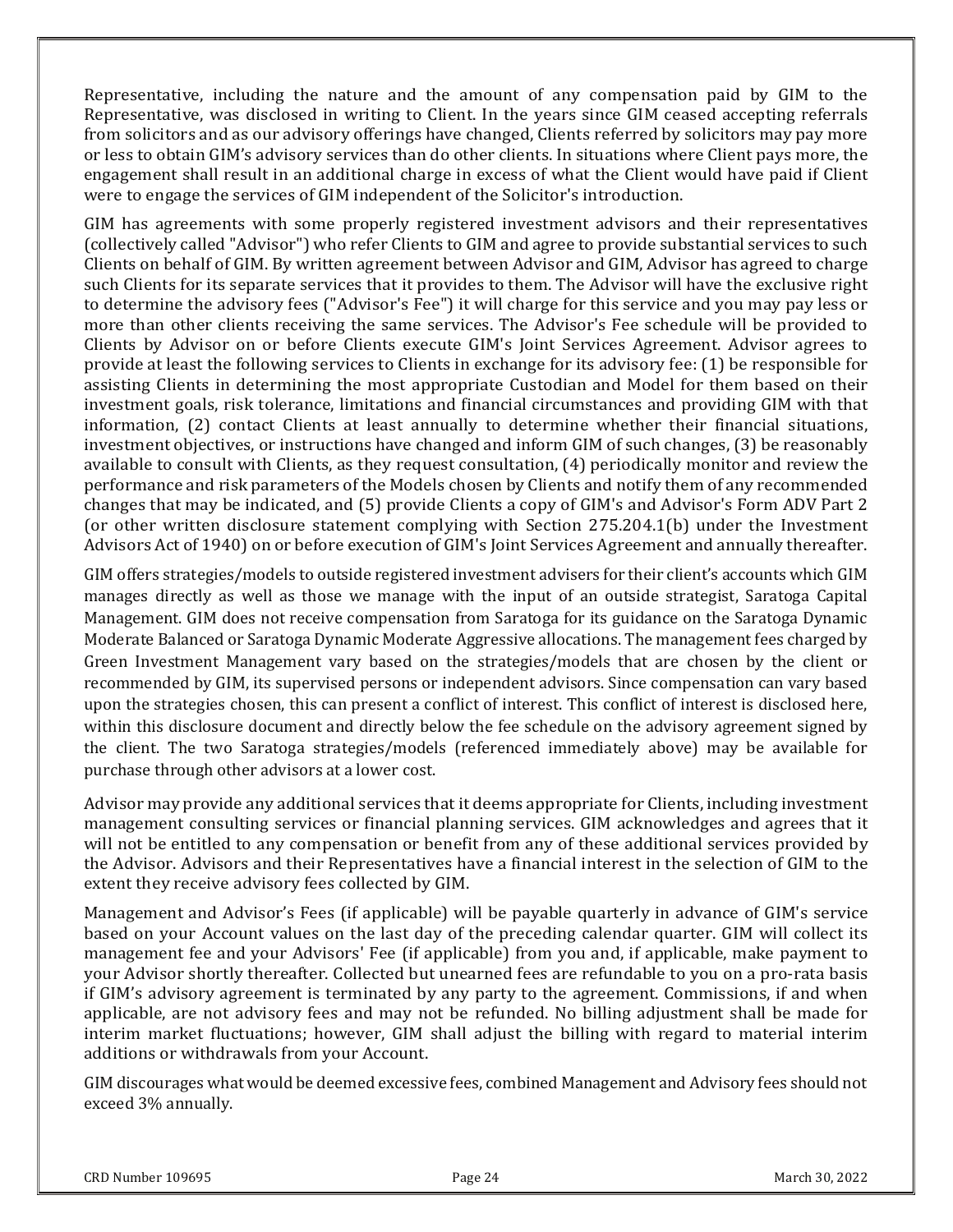Representative, including the nature and the amount of any compensation paid by GIM to the Representative, was disclosed in writing to Client. In the years since GIM ceased accepting referrals from solicitors and as our advisory offerings have changed, Clients referred by solicitors may pay more or less to obtain GIM's advisory services than do other clients. In situations where Client pays more, the engagement shall result in an additional charge in excess of what the Client would have paid if Client were to engage the services of GIM independent of the Solicitor's introduction.

GIM has agreements with some properly registered investment advisors and their representatives (collectively called "Advisor") who refer Clients to GIM and agree to provide substantial services to such Clients on behalf of GIM. By written agreement between Advisor and GIM, Advisor has agreed to charge such Clients for its separate services that it provides to them. The Advisor will have the exclusive right to determine the advisory fees ("Advisor's Fee") it will charge for this service and you may pay less or more than other clients receiving the same services. The Advisor's Fee schedule will be provided to Clients by Advisor on or before Clients execute GIM's Joint Services Agreement. Advisor agrees to provide at least the following services to Clients in exchange for its advisory fee: (1) be responsible for assisting Clients in determining the most appropriate Custodian and Model for them based on their investment goals, risk tolerance, limitations and financial circumstances and providing GIM with that information, (2) contact Clients at least annually to determine whether their financial situations, investment objectives, or instructions have changed and inform GIM of such changes, (3) be reasonably available to consult with Clients, as they request consultation, (4) periodically monitor and review the performance and risk parameters of the Models chosen by Clients and notify them of any recommended changes that may be indicated, and (5) provide Clients a copy of GIM's and Advisor's Form ADV Part 2 (or other written disclosure statement complying with Section 275.204.1(b) under the Investment Advisors Act of 1940) on or before execution of GIM's Joint Services Agreement and annually thereafter.

GIM offers strategies/models to outside registered investment advisers for their client's accounts which GIM manages directly as well as those we manage with the input of an outside strategist, Saratoga Capital Management. GIM does not receive compensation from Saratoga for its guidance on the Saratoga Dynamic Moderate Balanced or Saratoga Dynamic Moderate Aggressive allocations. The management fees charged by Green Investment Management vary based on the strategies/models that are chosen by the client or recommended by GIM, its supervised persons or independent advisors. Since compensation can vary based upon the strategies chosen, this can present a conflict of interest. This conflict of interest is disclosed here, within this disclosure document and directly below the fee schedule on the advisory agreement signed by the client. The two Saratoga strategies/models (referenced immediately above) may be available for purchase through other advisors at a lower cost.

Advisor may provide any additional services that it deems appropriate for Clients, including investment management consulting services or financial planning services. GIM acknowledges and agrees that it will not be entitled to any compensation or benefit from any of these additional services provided by the Advisor. Advisors and their Representatives have a financial interest in the selection of GIM to the extent they receive advisory fees collected by GIM.

Management and Advisor's Fees (if applicable) will be payable quarterly in advance of GIM's service based on your Account values on the last day of the preceding calendar quarter. GIM will collect its management fee and your Advisors' Fee (if applicable) from you and, if applicable, make payment to your Advisor shortly thereafter. Collected but unearned fees are refundable to you on a pro-rata basis if GIM's advisory agreement is terminated by any party to the agreement. Commissions, if and when applicable, are not advisory fees and may not be refunded. No billing adjustment shall be made for interim market fluctuations; however, GIM shall adjust the billing with regard to material interim additions or withdrawals from your Account.

GIM discourages what would be deemed excessive fees, combined Management and Advisory fees should not exceed 3% annually.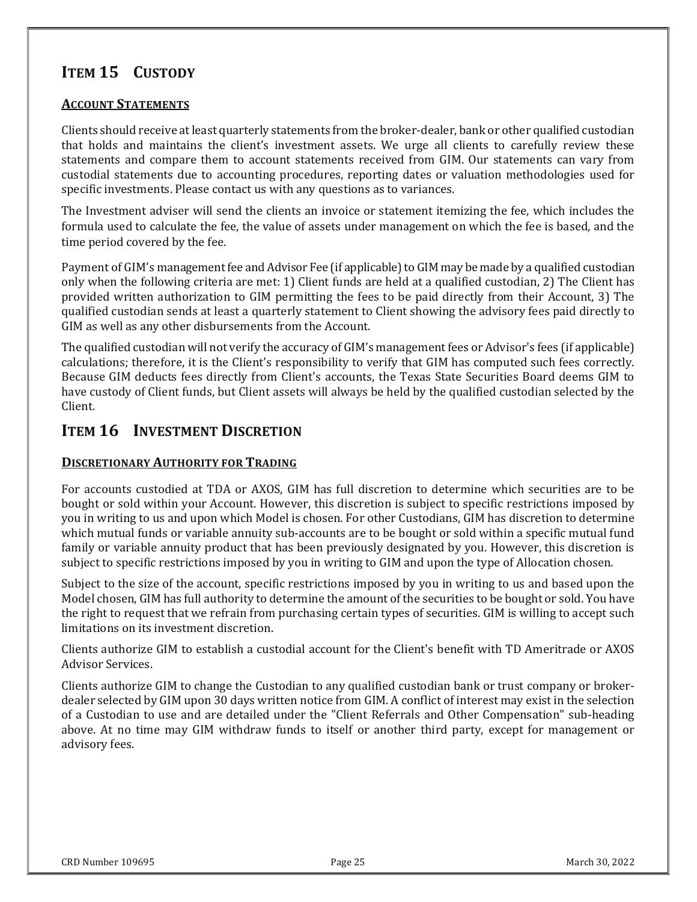## ITEM 15 CUSTODY

### ACCOUNT STATEMENTS

Clients should receive at least quarterly statements from the broker-dealer, bank or other qualified custodian that holds and maintains the client's investment assets. We urge all clients to carefully review these statements and compare them to account statements received from GIM. Our statements can vary from custodial statements due to accounting procedures, reporting dates or valuation methodologies used for specific investments. Please contact us with any questions as to variances.

The Investment adviser will send the clients an invoice or statement itemizing the fee, which includes the formula used to calculate the fee, the value of assets under management on which the fee is based, and the time period covered by the fee.

Payment of GIM's management fee and Advisor Fee (if applicable) to GIM may be made by a qualified custodian only when the following criteria are met: 1) Client funds are held at a qualified custodian, 2) The Client has provided written authorization to GIM permitting the fees to be paid directly from their Account, 3) The qualified custodian sends at least a quarterly statement to Client showing the advisory fees paid directly to GIM as well as any other disbursements from the Account.

The qualified custodian will not verify the accuracy of GIM's management fees or Advisor's fees (if applicable) calculations; therefore, it is the Client's responsibility to verify that GIM has computed such fees correctly. Because GIM deducts fees directly from Client's accounts, the Texas State Securities Board deems GIM to have custody of Client funds, but Client assets will always be held by the qualified custodian selected by the Client.

## ITEM 16 INVESTMENT DISCRETION

### DISCRETIONARY AUTHORITY FOR TRADING

For accounts custodied at TDA or AXOS, GIM has full discretion to determine which securities are to be bought or sold within your Account. However, this discretion is subject to specific restrictions imposed by you in writing to us and upon which Model is chosen. For other Custodians, GIM has discretion to determine which mutual funds or variable annuity sub-accounts are to be bought or sold within a specific mutual fund family or variable annuity product that has been previously designated by you. However, this discretion is subject to specific restrictions imposed by you in writing to GIM and upon the type of Allocation chosen.

Subject to the size of the account, specific restrictions imposed by you in writing to us and based upon the Model chosen, GIM has full authority to determine the amount of the securities to be bought or sold. You have the right to request that we refrain from purchasing certain types of securities. GIM is willing to accept such limitations on its investment discretion.

Clients authorize GIM to establish a custodial account for the Client's benefit with TD Ameritrade or AXOS Advisor Services.

Clients authorize GIM to change the Custodian to any qualified custodian bank or trust company or broker-dealer selected by GIM upon 30 days written notice from GIM. A conflict of interest may exist in the selection of a Custodian to use and are detailed under the "Client Referrals and Other Compensation" sub-heading above. At no time may GIM withdraw funds to itself or another third party, except for management or advisory fees.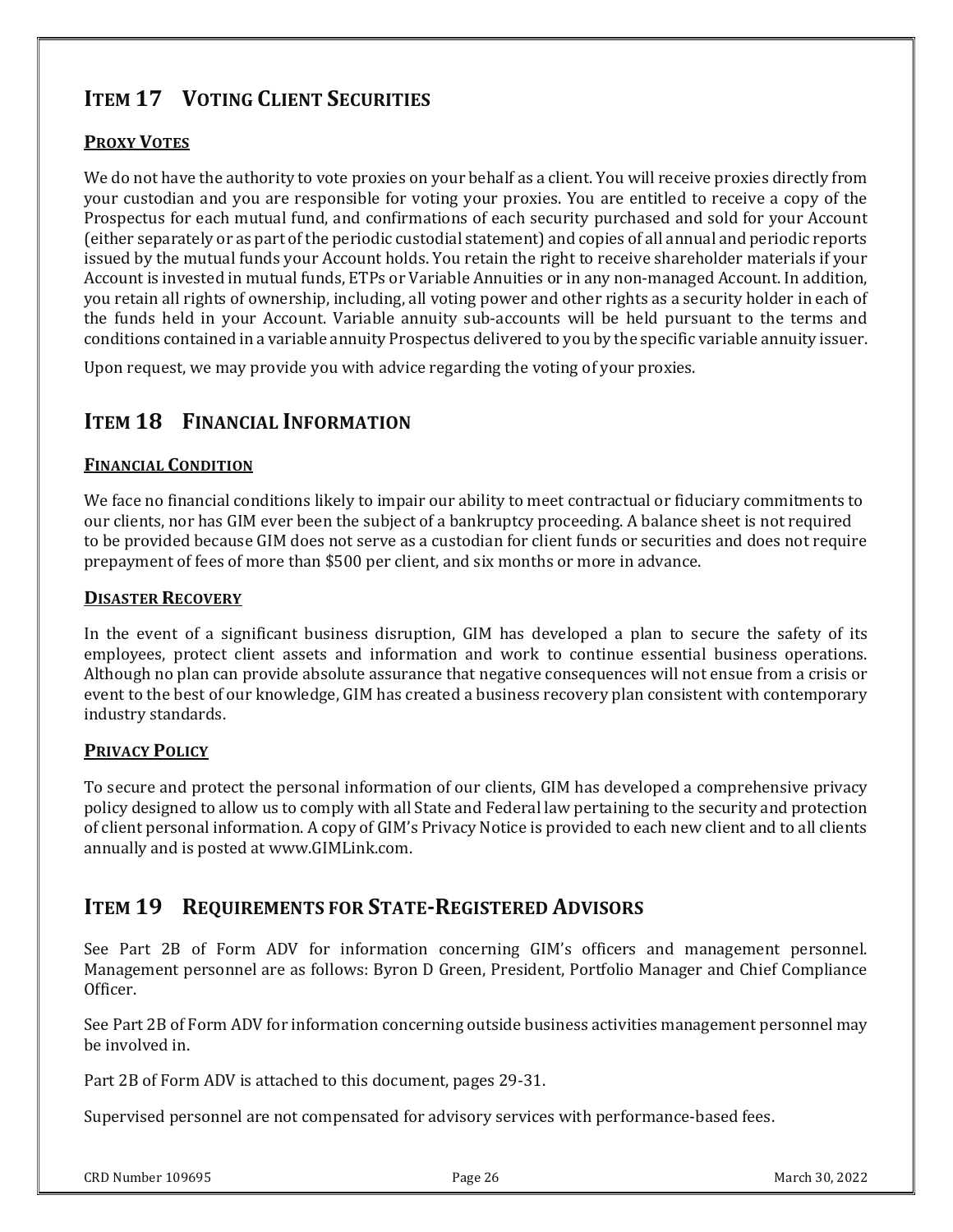## ITEM 17 VOTING CLIENT SECURITIES

### PROXY VOTES

We do not have the authority to vote proxies on your behalf as a client. You will receive proxies directly from your custodian and you are responsible for voting your proxies. You are entitled to receive a copy of the Prospectus for each mutual fund, and confirmations of each security purchased and sold for your Account (either separately or as part of the periodic custodial statement) and copies of all annual and periodic reports issued by the mutual funds your Account holds. You retain the right to receive shareholder materials if your Account is invested in mutual funds, ETPs or Variable Annuities or in any non-managed Account. In addition, you retain all rights of ownership, including, all voting power and other rights as a security holder in each of the funds held in your Account. Variable annuity sub-accounts will be held pursuant to the terms and conditions contained in a variable annuity Prospectus delivered to you by the specific variable annuity issuer.

Upon request, we may provide you with advice regarding the voting of your proxies.

## ITEM 18 FINANCIAL INFORMATION

### FINANCIAL CONDITION

We face no financial conditions likely to impair our ability to meet contractual or fiduciary commitments to our clients, nor has GIM ever been the subject of a bankruptcy proceeding. A balance sheet is not required to be provided because GIM does not serve as a custodian for client funds or securities and does not require prepayment of fees of more than $500 per client, and six months or more in advance.

### DISASTER RECOVERY

In the event of a significant business disruption, GIM has developed a plan to secure the safety of its employees, protect client assets and information and work to continue essential business operations. Although no plan can provide absolute assurance that negative consequences will not ensue from a crisis or event to the best of our knowledge, GIM has created a business recovery plan consistent with contemporary industry standards.

### PRIVACY POLICY

To secure and protect the personal information of our clients, GIM has developed a comprehensive privacy policy designed to allow us to comply with all State and Federal law pertaining to the security and protection of client personal information. A copy of GIM's Privacy Notice is provided to each new client and to all clients annually and is posted at www.GIMLink.com.

## ITEM 19 REQUIREMENTS FOR STATE-REGISTERED ADVISORS

See Part 2B of Form ADV for information concerning GIM's officers and management personnel. Management personnel are as follows: Byron D Green, President, Portfolio Manager and Chief Compliance Officer.

See Part 2B of Form ADV for information concerning outside business activities management personnel may be involved in.

Part 2B of Form ADV is attached to this document, pages 29-31.

Supervised personnel are not compensated for advisory services with performance-based fees.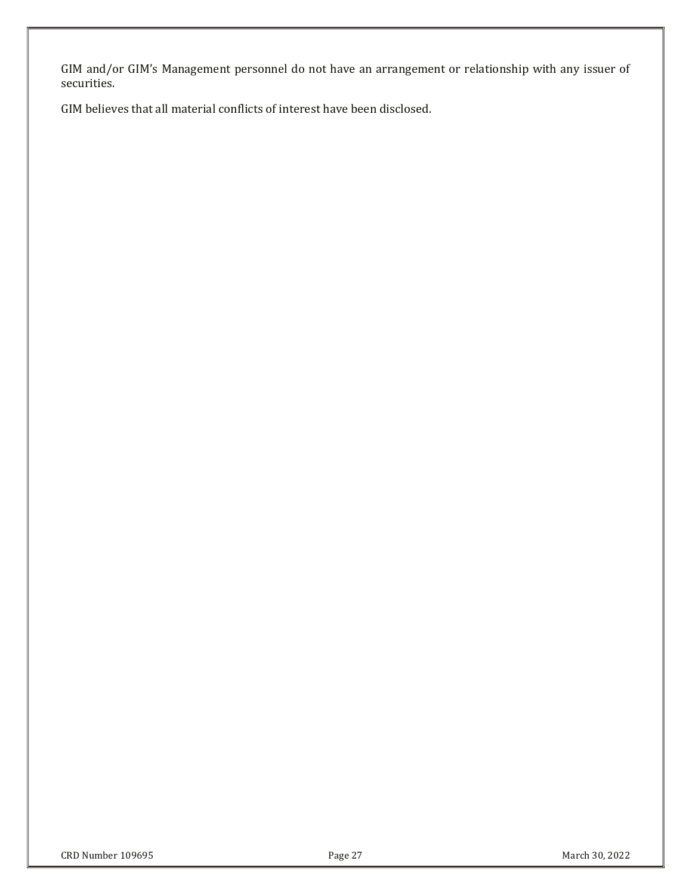GIM and/or GIM's Management personnel do not have an arrangement or relationship with any issuer of securities.

GIM believes that all material conflicts of interest have been disclosed.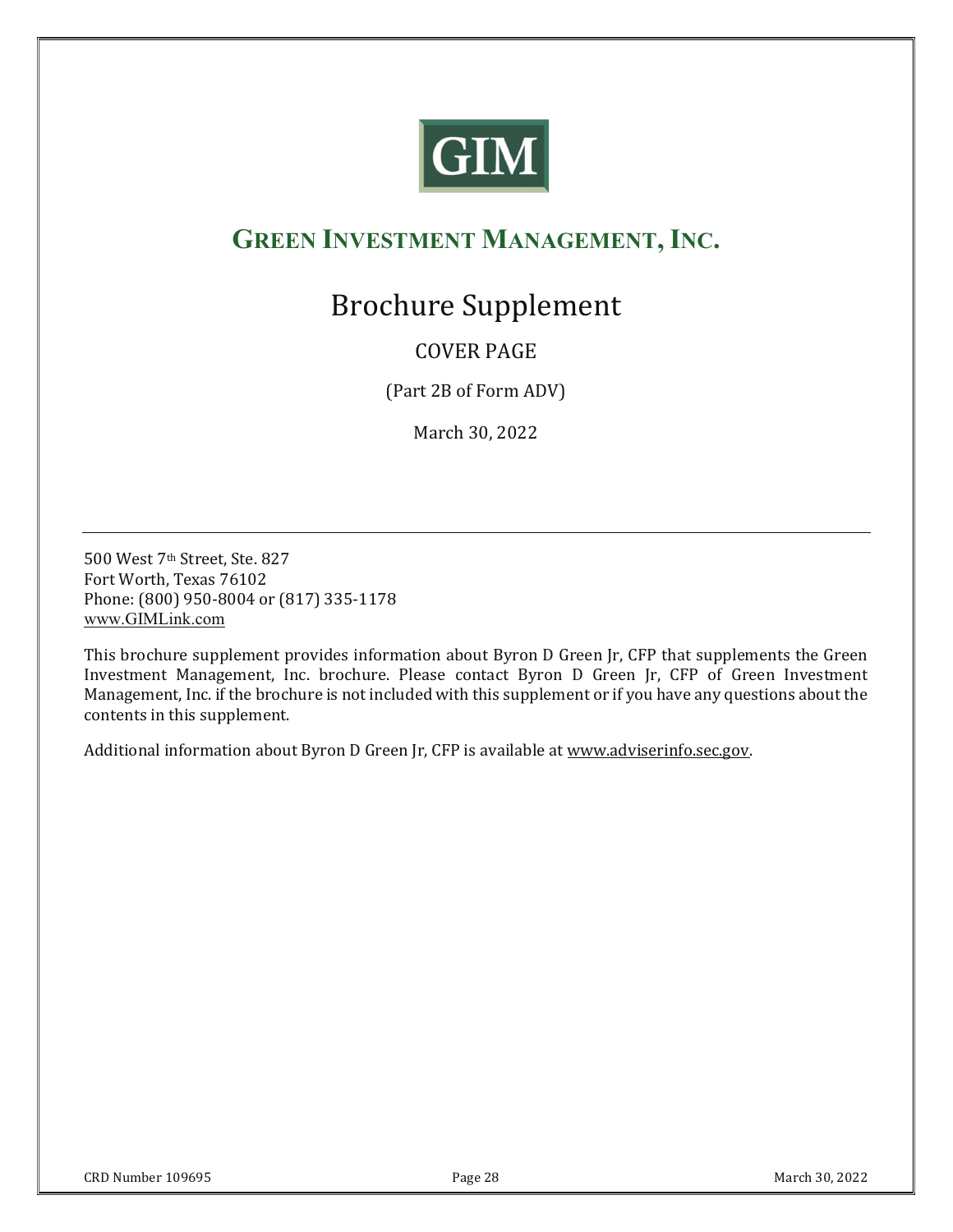GIM

## Green Investment Management, Inc.

# Brochure Supplement

COVER PAGE

(Part 2B of Form ADV)

March 30, 2022

---

500 West 7th Street, Ste. 827
Fort Worth, Texas 76102
Phone: (800) 950-8004 or (817) 335-1178
www.GIMLink.com

This brochure supplement provides information about Byron D Green Jr, CFP that supplements the Green Investment Management, Inc. brochure. Please contact Byron D Green Jr, CFP of Green Investment Management, Inc. if the brochure is not included with this supplement or if you have any questions about the contents in this supplement.

Additional information about Byron D Green Jr, CFP is available at www.adviserinfo.sec.gov.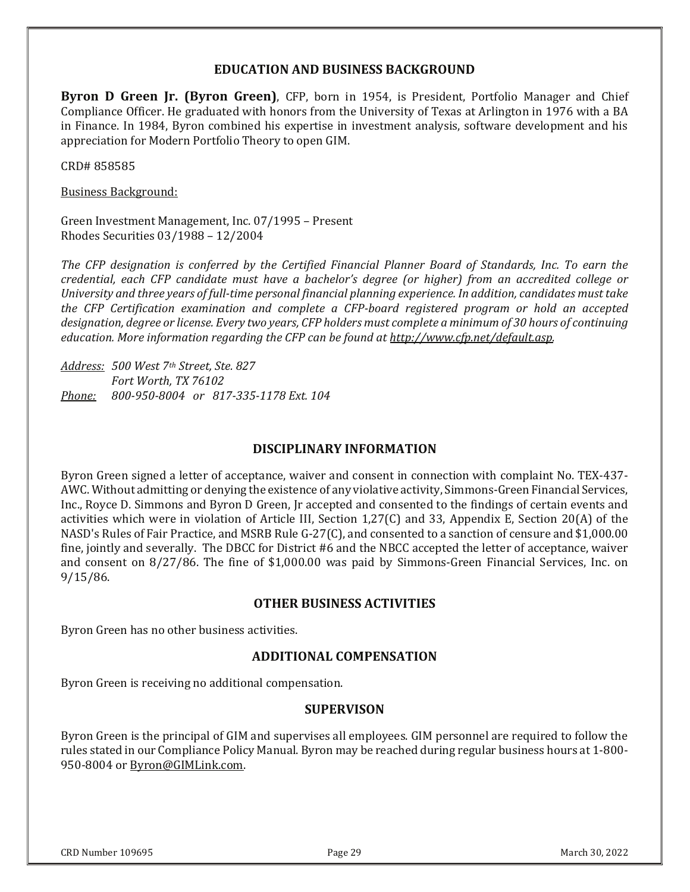## EDUCATION AND BUSINESS BACKGROUND

**Byron D Green Jr. (Byron Green)**, CFP, born in 1954, is President, Portfolio Manager and Chief Compliance Officer. He graduated with honors from the University of Texas at Arlington in 1976 with a BA in Finance. In 1984, Byron combined his expertise in investment analysis, software development and his appreciation for Modern Portfolio Theory to open GIM.

CRD# 858585

Business Background:

Green Investment Management, Inc. 07/1995 – Present
Rhodes Securities 03/1988 – 12/2004

*The CFP designation is conferred by the Certified Financial Planner Board of Standards, Inc. To earn the credential, each CFP candidate must have a bachelor's degree (or higher) from an accredited college or University and three years of full-time personal financial planning experience. In addition, candidates must take the CFP Certification examination and complete a CFP-board registered program or hold an accepted designation, degree or license. Every two years, CFP holders must complete a minimum of 30 hours of continuing education. More information regarding the CFP can be found at http://www.cfp.net/default.asp.*

*Address: 500 West 7th Street, Ste. 827*
*Fort Worth, TX 76102*
*Phone: 800-950-8004 or 817-335-1178 Ext. 104*

## DISCIPLINARY INFORMATION

Byron Green signed a letter of acceptance, waiver and consent in connection with complaint No. TEX-437-AWC. Without admitting or denying the existence of any violative activity, Simmons-Green Financial Services, Inc., Royce D. Simmons and Byron D Green, Jr accepted and consented to the findings of certain events and activities which were in violation of Article III, Section 1,27(C) and 33, Appendix E, Section 20(A) of the NASD's Rules of Fair Practice, and MSRB Rule G-27(C), and consented to a sanction of censure and $1,000.00 fine, jointly and severally. The DBCC for District #6 and the NBCC accepted the letter of acceptance, waiver and consent on 8/27/86. The fine of $1,000.00 was paid by Simmons-Green Financial Services, Inc. on 9/15/86.

## OTHER BUSINESS ACTIVITIES

Byron Green has no other business activities.

## ADDITIONAL COMPENSATION

Byron Green is receiving no additional compensation.

## SUPERVISON

Byron Green is the principal of GIM and supervises all employees. GIM personnel are required to follow the rules stated in our Compliance Policy Manual. Byron may be reached during regular business hours at 1-800-950-8004 or Byron@GIMLink.com.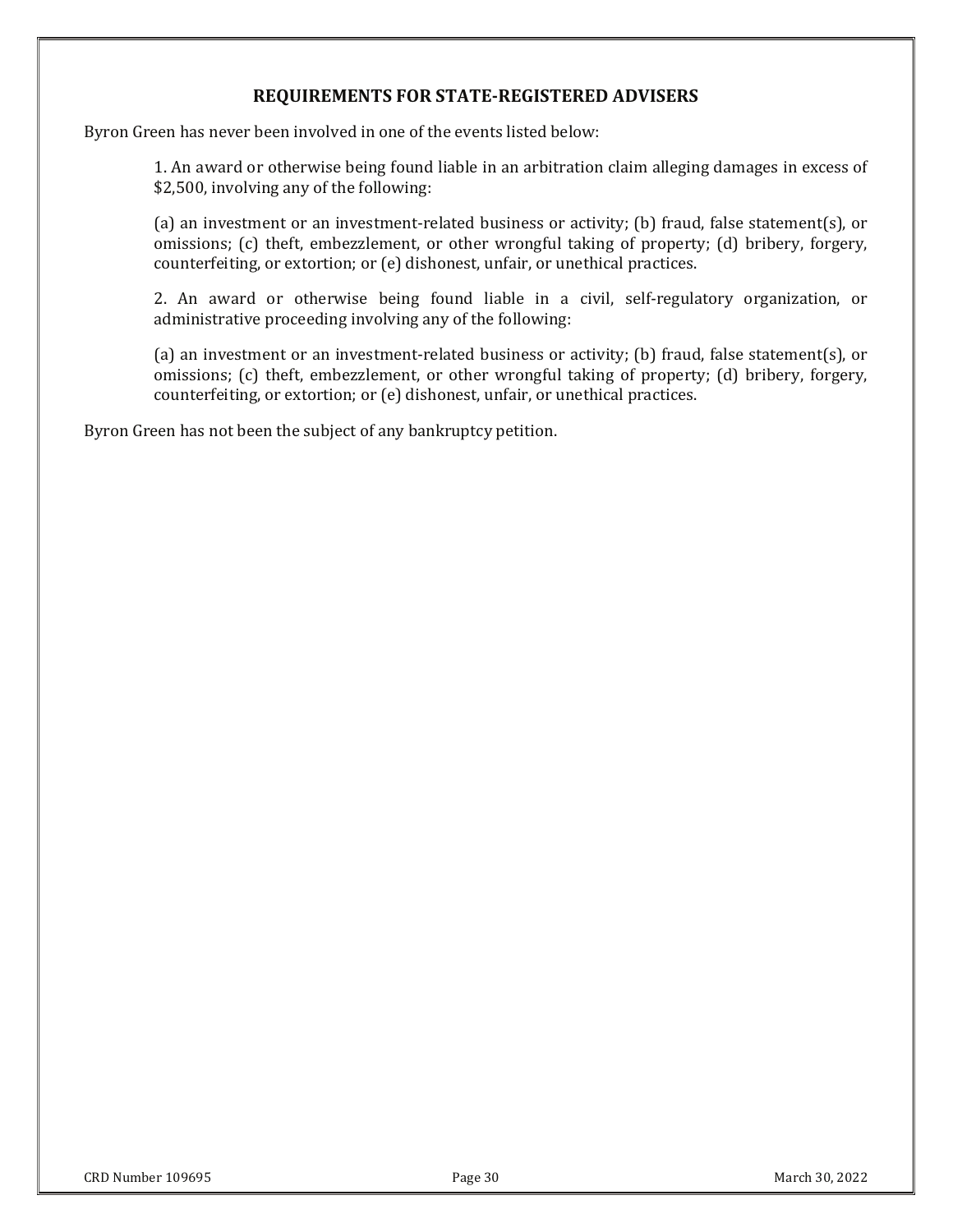## REQUIREMENTS FOR STATE-REGISTERED ADVISERS

Byron Green has never been involved in one of the events listed below:

> 1. An award or otherwise being found liable in an arbitration claim alleging damages in excess of $2,500, involving any of the following:
>
> (a) an investment or an investment-related business or activity; (b) fraud, false statement(s), or omissions; (c) theft, embezzlement, or other wrongful taking of property; (d) bribery, forgery, counterfeiting, or extortion; or (e) dishonest, unfair, or unethical practices.
>
> 2. An award or otherwise being found liable in a civil, self-regulatory organization, or administrative proceeding involving any of the following:
>
> (a) an investment or an investment-related business or activity; (b) fraud, false statement(s), or omissions; (c) theft, embezzlement, or other wrongful taking of property; (d) bribery, forgery, counterfeiting, or extortion; or (e) dishonest, unfair, or unethical practices.

Byron Green has not been the subject of any bankruptcy petition.